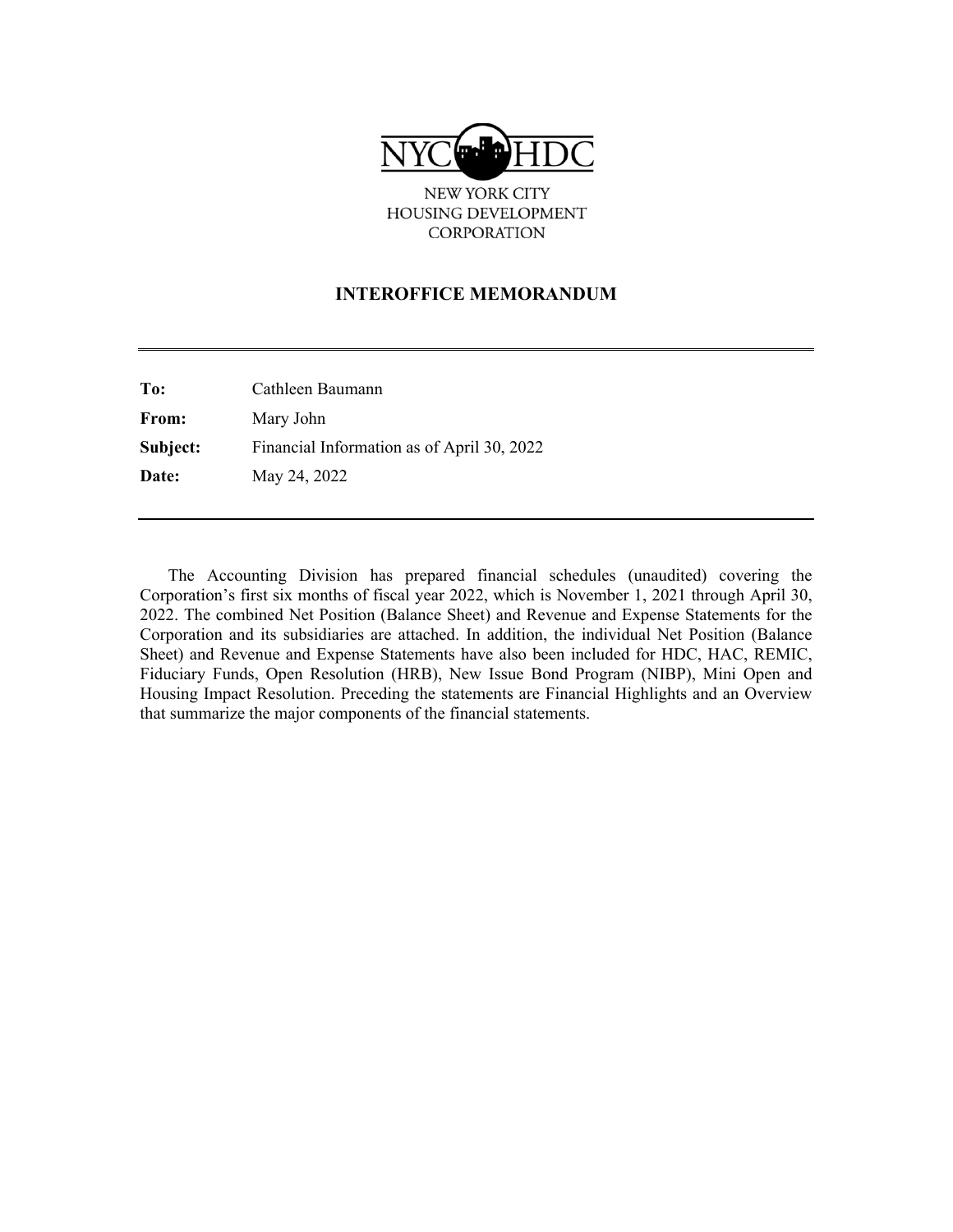NYC HDC

NEW YORK CITY
HOUSING DEVELOPMENT
CORPORATION

## INTEROFFICE MEMORANDUM

| | |
|---|---|
| **To:** | Cathleen Baumann |
| **From:** | Mary John |
| **Subject:** | Financial Information as of April 30, 2022 |
| **Date:** | May 24, 2022 |

The Accounting Division has prepared financial schedules (unaudited) covering the Corporation's first six months of fiscal year 2022, which is November 1, 2021 through April 30, 2022. The combined Net Position (Balance Sheet) and Revenue and Expense Statements for the Corporation and its subsidiaries are attached. In addition, the individual Net Position (Balance Sheet) and Revenue and Expense Statements have also been included for HDC, HAC, REMIC, Fiduciary Funds, Open Resolution (HRB), New Issue Bond Program (NIBP), Mini Open and Housing Impact Resolution. Preceding the statements are Financial Highlights and an Overview that summarize the major components of the financial statements.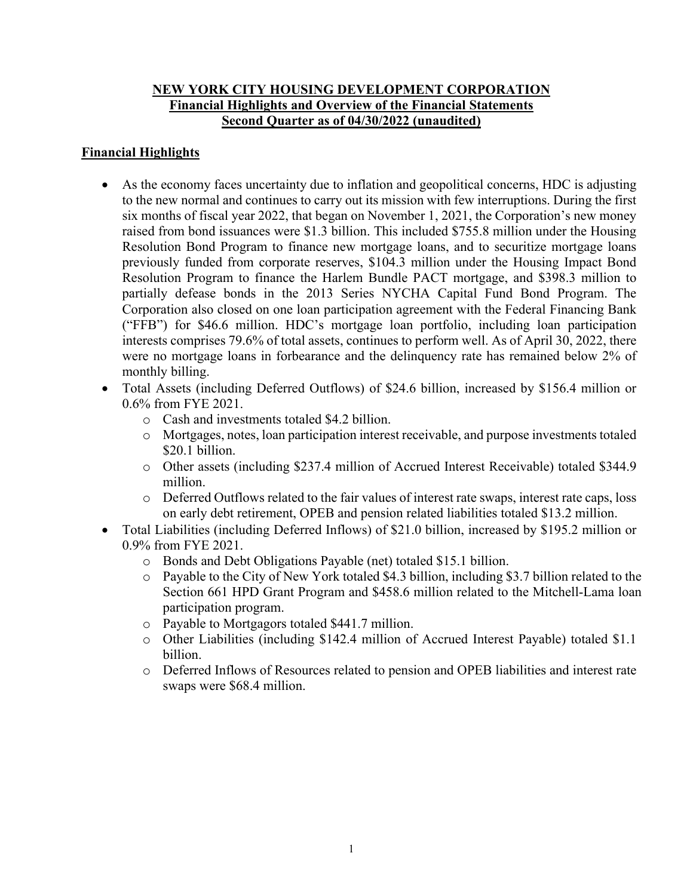# NEW YORK CITY HOUSING DEVELOPMENT CORPORATION

## Financial Highlights and Overview of the Financial Statements

## Second Quarter as of 04/30/2022 (unaudited)

### Financial Highlights

- As the economy faces uncertainty due to inflation and geopolitical concerns, HDC is adjusting to the new normal and continues to carry out its mission with few interruptions. During the first six months of fiscal year 2022, that began on November 1, 2021, the Corporation's new money raised from bond issuances were $1.3 billion. This included $755.8 million under the Housing Resolution Bond Program to finance new mortgage loans, and to securitize mortgage loans previously funded from corporate reserves, $104.3 million under the Housing Impact Bond Resolution Program to finance the Harlem Bundle PACT mortgage, and $398.3 million to partially defease bonds in the 2013 Series NYCHA Capital Fund Bond Program. The Corporation also closed on one loan participation agreement with the Federal Financing Bank ("FFB") for $46.6 million. HDC's mortgage loan portfolio, including loan participation interests comprises 79.6% of total assets, continues to perform well. As of April 30, 2022, there were no mortgage loans in forbearance and the delinquency rate has remained below 2% of monthly billing.
- Total Assets (including Deferred Outflows) of $24.6 billion, increased by $156.4 million or 0.6% from FYE 2021.
  - Cash and investments totaled $4.2 billion.
  - Mortgages, notes, loan participation interest receivable, and purpose investments totaled $20.1 billion.
  - Other assets (including $237.4 million of Accrued Interest Receivable) totaled $344.9 million.
  - Deferred Outflows related to the fair values of interest rate swaps, interest rate caps, loss on early debt retirement, OPEB and pension related liabilities totaled $13.2 million.
- Total Liabilities (including Deferred Inflows) of $21.0 billion, increased by $195.2 million or 0.9% from FYE 2021.
  - Bonds and Debt Obligations Payable (net) totaled $15.1 billion.
  - Payable to the City of New York totaled $4.3 billion, including $3.7 billion related to the Section 661 HPD Grant Program and $458.6 million related to the Mitchell-Lama loan participation program.
  - Payable to Mortgagors totaled $441.7 million.
  - Other Liabilities (including $142.4 million of Accrued Interest Payable) totaled $1.1 billion.
  - Deferred Inflows of Resources related to pension and OPEB liabilities and interest rate swaps were $68.4 million.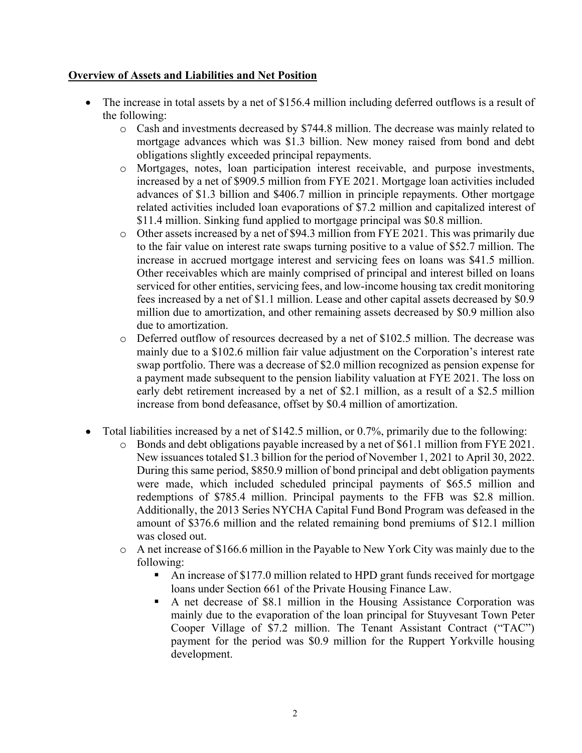**Overview of Assets and Liabilities and Net Position**

- The increase in total assets by a net of $156.4 million including deferred outflows is a result of the following:
  - Cash and investments decreased by $744.8 million. The decrease was mainly related to mortgage advances which was $1.3 billion. New money raised from bond and debt obligations slightly exceeded principal repayments.
  - Mortgages, notes, loan participation interest receivable, and purpose investments, increased by a net of $909.5 million from FYE 2021. Mortgage loan activities included advances of $1.3 billion and $406.7 million in principle repayments. Other mortgage related activities included loan evaporations of $7.2 million and capitalized interest of $11.4 million. Sinking fund applied to mortgage principal was $0.8 million.
  - Other assets increased by a net of $94.3 million from FYE 2021. This was primarily due to the fair value on interest rate swaps turning positive to a value of $52.7 million. The increase in accrued mortgage interest and servicing fees on loans was $41.5 million. Other receivables which are mainly comprised of principal and interest billed on loans serviced for other entities, servicing fees, and low-income housing tax credit monitoring fees increased by a net of $1.1 million. Lease and other capital assets decreased by $0.9 million due to amortization, and other remaining assets decreased by $0.9 million also due to amortization.
  - Deferred outflow of resources decreased by a net of $102.5 million. The decrease was mainly due to a $102.6 million fair value adjustment on the Corporation's interest rate swap portfolio. There was a decrease of $2.0 million recognized as pension expense for a payment made subsequent to the pension liability valuation at FYE 2021. The loss on early debt retirement increased by a net of $2.1 million, as a result of a $2.5 million increase from bond defeasance, offset by $0.4 million of amortization.

- Total liabilities increased by a net of $142.5 million, or 0.7%, primarily due to the following:
  - Bonds and debt obligations payable increased by a net of $61.1 million from FYE 2021. New issuances totaled $1.3 billion for the period of November 1, 2021 to April 30, 2022. During this same period, $850.9 million of bond principal and debt obligation payments were made, which included scheduled principal payments of $65.5 million and redemptions of $785.4 million. Principal payments to the FFB was $2.8 million. Additionally, the 2013 Series NYCHA Capital Fund Bond Program was defeased in the amount of $376.6 million and the related remaining bond premiums of $12.1 million was closed out.
  - A net increase of $166.6 million in the Payable to New York City was mainly due to the following:
    - An increase of $177.0 million related to HPD grant funds received for mortgage loans under Section 661 of the Private Housing Finance Law.
    - A net decrease of $8.1 million in the Housing Assistance Corporation was mainly due to the evaporation of the loan principal for Stuyvesant Town Peter Cooper Village of $7.2 million. The Tenant Assistant Contract ("TAC") payment for the period was $0.9 million for the Ruppert Yorkville housing development.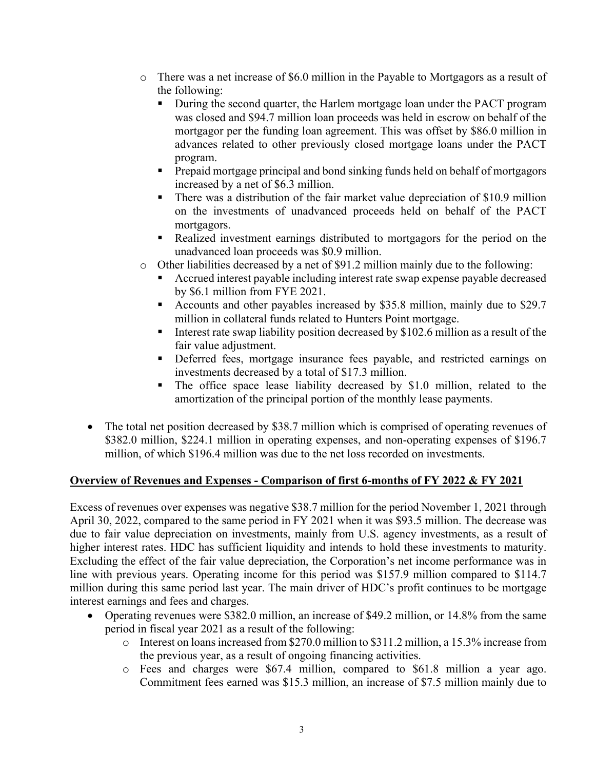- There was a net increase of $6.0 million in the Payable to Mortgagors as a result of the following:
  - During the second quarter, the Harlem mortgage loan under the PACT program was closed and $94.7 million loan proceeds was held in escrow on behalf of the mortgagor per the funding loan agreement. This was offset by $86.0 million in advances related to other previously closed mortgage loans under the PACT program.
  - Prepaid mortgage principal and bond sinking funds held on behalf of mortgagors increased by a net of $6.3 million.
  - There was a distribution of the fair market value depreciation of $10.9 million on the investments of unadvanced proceeds held on behalf of the PACT mortgagors.
  - Realized investment earnings distributed to mortgagors for the period on the unadvanced loan proceeds was $0.9 million.
- Other liabilities decreased by a net of $91.2 million mainly due to the following:
  - Accrued interest payable including interest rate swap expense payable decreased by $6.1 million from FYE 2021.
  - Accounts and other payables increased by $35.8 million, mainly due to $29.7 million in collateral funds related to Hunters Point mortgage.
  - Interest rate swap liability position decreased by $102.6 million as a result of the fair value adjustment.
  - Deferred fees, mortgage insurance fees payable, and restricted earnings on investments decreased by a total of $17.3 million.
  - The office space lease liability decreased by $1.0 million, related to the amortization of the principal portion of the monthly lease payments.

- The total net position decreased by $38.7 million which is comprised of operating revenues of $382.0 million, $224.1 million in operating expenses, and non-operating expenses of $196.7 million, of which $196.4 million was due to the net loss recorded on investments.

## Overview of Revenues and Expenses - Comparison of first 6-months of FY 2022 & FY 2021

Excess of revenues over expenses was negative $38.7 million for the period November 1, 2021 through April 30, 2022, compared to the same period in FY 2021 when it was $93.5 million. The decrease was due to fair value depreciation on investments, mainly from U.S. agency investments, as a result of higher interest rates. HDC has sufficient liquidity and intends to hold these investments to maturity. Excluding the effect of the fair value depreciation, the Corporation's net income performance was in line with previous years. Operating income for this period was $157.9 million compared to $114.7 million during this same period last year. The main driver of HDC's profit continues to be mortgage interest earnings and fees and charges.

- Operating revenues were $382.0 million, an increase of $49.2 million, or 14.8% from the same period in fiscal year 2021 as a result of the following:
  - Interest on loans increased from $270.0 million to $311.2 million, a 15.3% increase from the previous year, as a result of ongoing financing activities.
  - Fees and charges were $67.4 million, compared to $61.8 million a year ago. Commitment fees earned was $15.3 million, an increase of $7.5 million mainly due to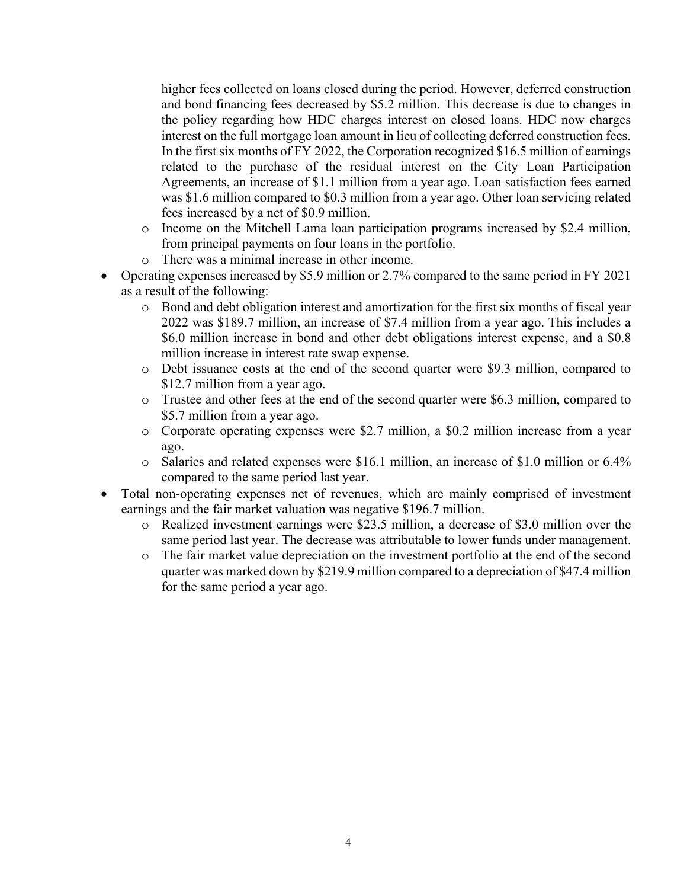higher fees collected on loans closed during the period. However, deferred construction and bond financing fees decreased by $5.2 million. This decrease is due to changes in the policy regarding how HDC charges interest on closed loans. HDC now charges interest on the full mortgage loan amount in lieu of collecting deferred construction fees. In the first six months of FY 2022, the Corporation recognized $16.5 million of earnings related to the purchase of the residual interest on the City Loan Participation Agreements, an increase of $1.1 million from a year ago. Loan satisfaction fees earned was $1.6 million compared to $0.3 million from a year ago. Other loan servicing related fees increased by a net of $0.9 million.

    - Income on the Mitchell Lama loan participation programs increased by $2.4 million, from principal payments on four loans in the portfolio.
    - There was a minimal increase in other income.

- Operating expenses increased by $5.9 million or 2.7% compared to the same period in FY 2021 as a result of the following:
    - Bond and debt obligation interest and amortization for the first six months of fiscal year 2022 was $189.7 million, an increase of $7.4 million from a year ago. This includes a $6.0 million increase in bond and other debt obligations interest expense, and a $0.8 million increase in interest rate swap expense.
    - Debt issuance costs at the end of the second quarter were $9.3 million, compared to $12.7 million from a year ago.
    - Trustee and other fees at the end of the second quarter were $6.3 million, compared to $5.7 million from a year ago.
    - Corporate operating expenses were $2.7 million, a $0.2 million increase from a year ago.
    - Salaries and related expenses were $16.1 million, an increase of $1.0 million or 6.4% compared to the same period last year.
- Total non-operating expenses net of revenues, which are mainly comprised of investment earnings and the fair market valuation was negative $196.7 million.
    - Realized investment earnings were $23.5 million, a decrease of $3.0 million over the same period last year. The decrease was attributable to lower funds under management.
    - The fair market value depreciation on the investment portfolio at the end of the second quarter was marked down by $219.9 million compared to a depreciation of $47.4 million for the same period a year ago.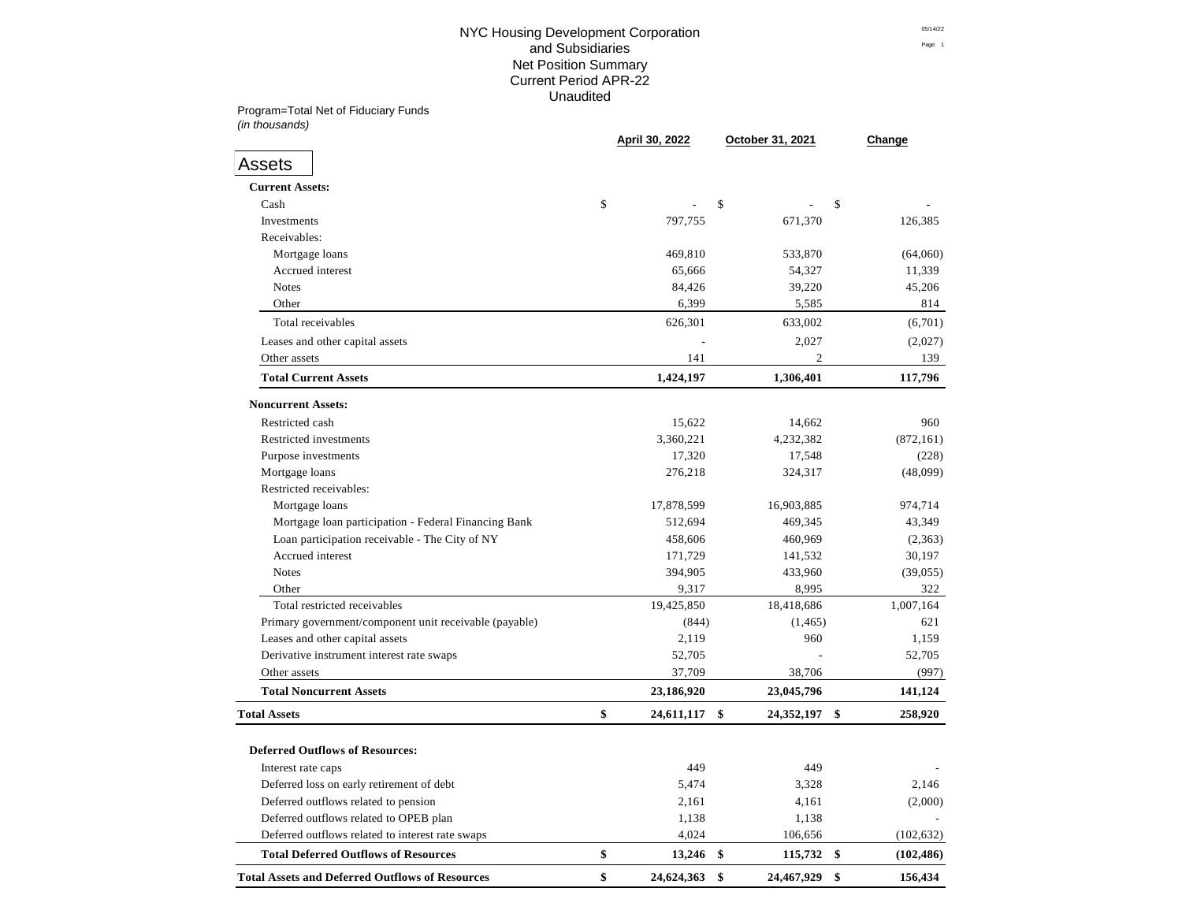# NYC Housing Development Corporation
## and Subsidiaries
## Net Position Summary
## Current Period APR-22
## Unaudited

Program=Total Net of Fiduciary Funds
*(in thousands)*

## Assets

| | April 30, 2022 | October 31, 2021 | Change |
|---|---|---|---|
| **Current Assets:** | | | |
| Cash | $ - | $ - | $ - |
| Investments | 797,755 | 671,370 | 126,385 |
| Receivables: | | | |
| Mortgage loans | 469,810 | 533,870 | (64,060) |
| Accrued interest | 65,666 | 54,327 | 11,339 |
| Notes | 84,426 | 39,220 | 45,206 |
| Other | 6,399 | 5,585 | 814 |
| Total receivables | 626,301 | 633,002 | (6,701) |
| Leases and other capital assets | - | 2,027 | (2,027) |
| Other assets | 141 | 2 | 139 |
| **Total Current Assets** | **1,424,197** | **1,306,401** | **117,796** |
| **Noncurrent Assets:** | | | |
| Restricted cash | 15,622 | 14,662 | 960 |
| Restricted investments | 3,360,221 | 4,232,382 | (872,161) |
| Purpose investments | 17,320 | 17,548 | (228) |
| Mortgage loans | 276,218 | 324,317 | (48,099) |
| Restricted receivables: | | | |
| Mortgage loans | 17,878,599 | 16,903,885 | 974,714 |
| Mortgage loan participation - Federal Financing Bank | 512,694 | 469,345 | 43,349 |
| Loan participation receivable - The City of NY | 458,606 | 460,969 | (2,363) |
| Accrued interest | 171,729 | 141,532 | 30,197 |
| Notes | 394,905 | 433,960 | (39,055) |
| Other | 9,317 | 8,995 | 322 |
| Total restricted receivables | 19,425,850 | 18,418,686 | 1,007,164 |
| Primary government/component unit receivable (payable) | (844) | (1,465) | 621 |
| Leases and other capital assets | 2,119 | 960 | 1,159 |
| Derivative instrument interest rate swaps | 52,705 | - | 52,705 |
| Other assets | 37,709 | 38,706 | (997) |
| **Total Noncurrent Assets** | **23,186,920** | **23,045,796** | **141,124** |
| **Total Assets** | **$ 24,611,117** | **$ 24,352,197** | **$ 258,920** |
| **Deferred Outflows of Resources:** | | | |
| Interest rate caps | 449 | 449 | - |
| Deferred loss on early retirement of debt | 5,474 | 3,328 | 2,146 |
| Deferred outflows related to pension | 2,161 | 4,161 | (2,000) |
| Deferred outflows related to OPEB plan | 1,138 | 1,138 | - |
| Deferred outflows related to interest rate swaps | 4,024 | 106,656 | (102,632) |
| **Total Deferred Outflows of Resources** | **$ 13,246** | **$ 115,732** | **$ (102,486)** |
| **Total Assets and Deferred Outflows of Resources** | **$ 24,624,363** | **$ 24,467,929** | **$ 156,434** |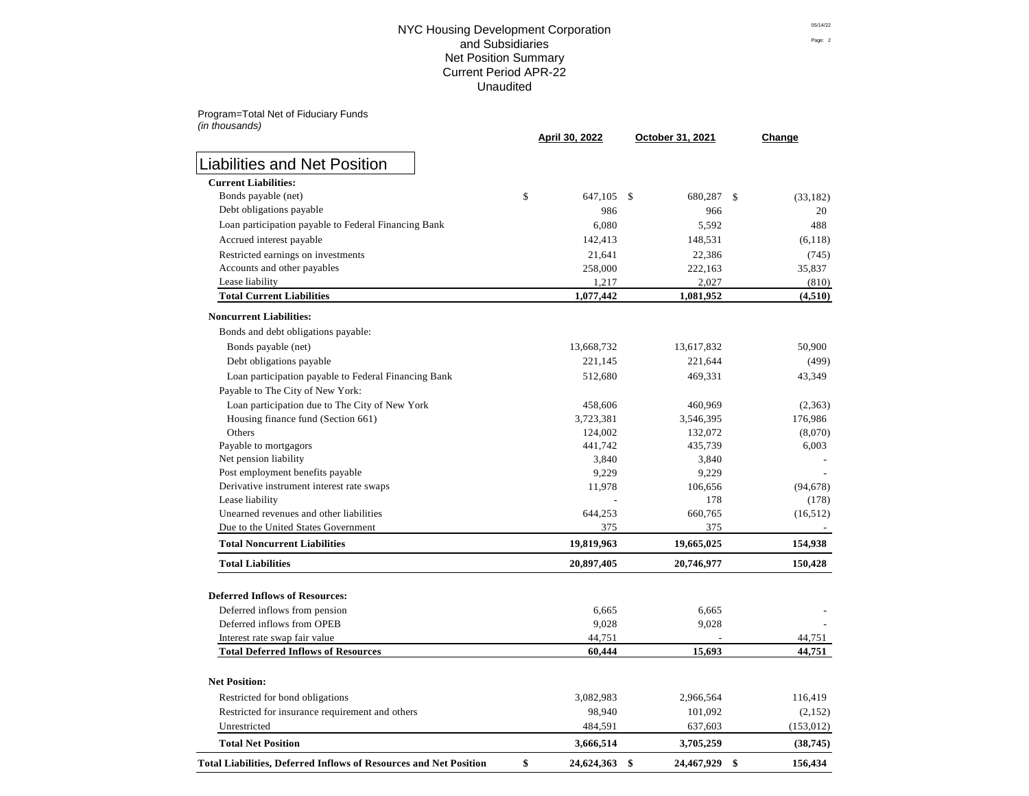# NYC Housing Development Corporation and Subsidiaries
## Net Position Summary
## Current Period APR-22
## Unaudited

Program=Total Net of Fiduciary Funds
*(in thousands)*

| Liabilities and Net Position | April 30, 2022 | October 31, 2021 | Change |
|---|---|---|---|
| **Current Liabilities:** | | | |
| Bonds payable (net) | $ 647,105 | $ 680,287 | $ (33,182) |
| Debt obligations payable | 986 | 966 | 20 |
| Loan participation payable to Federal Financing Bank | 6,080 | 5,592 | 488 |
| Accrued interest payable | 142,413 | 148,531 | (6,118) |
| Restricted earnings on investments | 21,641 | 22,386 | (745) |
| Accounts and other payables | 258,000 | 222,163 | 35,837 |
| Lease liability | 1,217 | 2,027 | (810) |
| **Total Current Liabilities** | **1,077,442** | **1,081,952** | **(4,510)** |
| **Noncurrent Liabilities:** | | | |
| Bonds and debt obligations payable: | | | |
| Bonds payable (net) | 13,668,732 | 13,617,832 | 50,900 |
| Debt obligations payable | 221,145 | 221,644 | (499) |
| Loan participation payable to Federal Financing Bank | 512,680 | 469,331 | 43,349 |
| Payable to The City of New York: | | | |
| Loan participation due to The City of New York | 458,606 | 460,969 | (2,363) |
| Housing finance fund (Section 661) | 3,723,381 | 3,546,395 | 176,986 |
| Others | 124,002 | 132,072 | (8,070) |
| Payable to mortgagors | 441,742 | 435,739 | 6,003 |
| Net pension liability | 3,840 | 3,840 | - |
| Post employment benefits payable | 9,229 | 9,229 | - |
| Derivative instrument interest rate swaps | 11,978 | 106,656 | (94,678) |
| Lease liability | - | 178 | (178) |
| Unearned revenues and other liabilities | 644,253 | 660,765 | (16,512) |
| Due to the United States Government | 375 | 375 | - |
| **Total Noncurrent Liabilities** | **19,819,963** | **19,665,025** | **154,938** |
| **Total Liabilities** | **20,897,405** | **20,746,977** | **150,428** |
| **Deferred Inflows of Resources:** | | | |
| Deferred inflows from pension | 6,665 | 6,665 | - |
| Deferred inflows from OPEB | 9,028 | 9,028 | - |
| Interest rate swap fair value | 44,751 | - | 44,751 |
| **Total Deferred Inflows of Resources** | **60,444** | **15,693** | **44,751** |
| **Net Position:** | | | |
| Restricted for bond obligations | 3,082,983 | 2,966,564 | 116,419 |
| Restricted for insurance requirement and others | 98,940 | 101,092 | (2,152) |
| Unrestricted | 484,591 | 637,603 | (153,012) |
| **Total Net Position** | **3,666,514** | **3,705,259** | **(38,745)** |
| **Total Liabilities, Deferred Inflows of Resources and Net Position** | **$ 24,624,363** | **$ 24,467,929** | **$ 156,434** |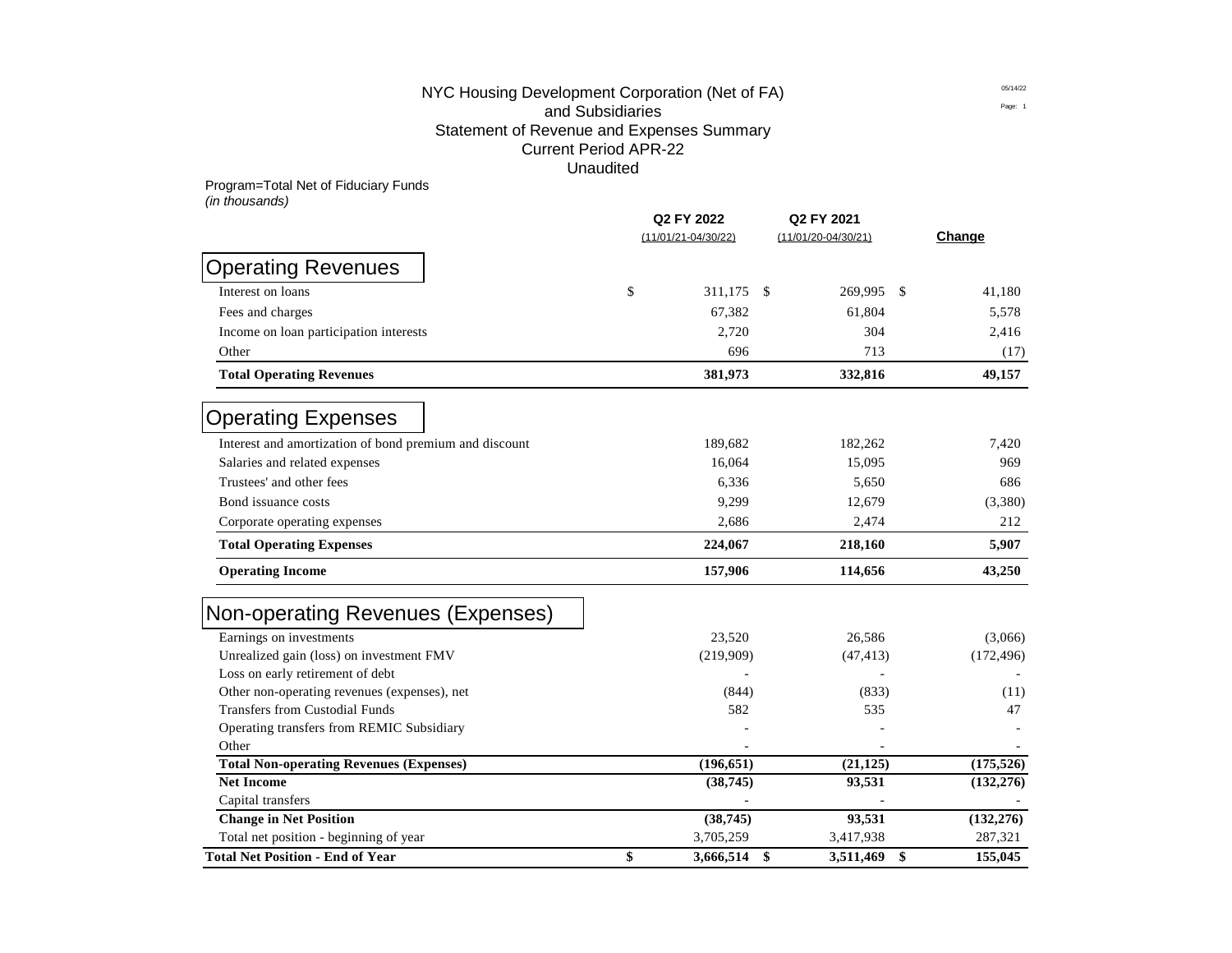# NYC Housing Development Corporation (Net of FA)
## and Subsidiaries
## Statement of Revenue and Expenses Summary
## Current Period APR-22
## Unaudited

Program=Total Net of Fiduciary Funds
*(in thousands)*

| | Q2 FY 2022 (11/01/21-04/30/22) | Q2 FY 2021 (11/01/20-04/30/21) | Change |
|---|---|---|---|
| **Operating Revenues** | | | |
| Interest on loans | $ 311,175 | $ 269,995 | $ 41,180 |
| Fees and charges | 67,382 | 61,804 | 5,578 |
| Income on loan participation interests | 2,720 | 304 | 2,416 |
| Other | 696 | 713 | (17) |
| **Total Operating Revenues** | **381,973** | **332,816** | **49,157** |
| **Operating Expenses** | | | |
| Interest and amortization of bond premium and discount | 189,682 | 182,262 | 7,420 |
| Salaries and related expenses | 16,064 | 15,095 | 969 |
| Trustees' and other fees | 6,336 | 5,650 | 686 |
| Bond issuance costs | 9,299 | 12,679 | (3,380) |
| Corporate operating expenses | 2,686 | 2,474 | 212 |
| **Total Operating Expenses** | **224,067** | **218,160** | **5,907** |
| **Operating Income** | **157,906** | **114,656** | **43,250** |
| **Non-operating Revenues (Expenses)** | | | |
| Earnings on investments | 23,520 | 26,586 | (3,066) |
| Unrealized gain (loss) on investment FMV | (219,909) | (47,413) | (172,496) |
| Loss on early retirement of debt | - | - | - |
| Other non-operating revenues (expenses), net | (844) | (833) | (11) |
| Transfers from Custodial Funds | 582 | 535 | 47 |
| Operating transfers from REMIC Subsidiary | - | - | - |
| Other | - | - | - |
| **Total Non-operating Revenues (Expenses)** | **(196,651)** | **(21,125)** | **(175,526)** |
| **Net Income** | **(38,745)** | **93,531** | **(132,276)** |
| Capital transfers | - | - | - |
| **Change in Net Position** | **(38,745)** | **93,531** | **(132,276)** |
| Total net position - beginning of year | 3,705,259 | 3,417,938 | 287,321 |
| **Total Net Position - End of Year** | **$ 3,666,514** | **$ 3,511,469** | **$ 155,045** |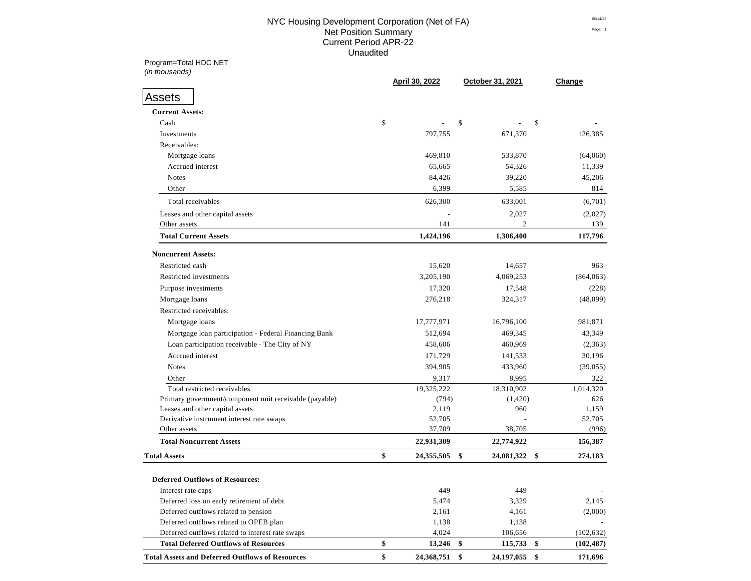# NYC Housing Development Corporation (Net of FA)
## Net Position Summary
## Current Period APR-22
## Unaudited

Program=Total HDC NET
*(in thousands)*

| | April 30, 2022 | October 31, 2021 | Change |
|---|---|---|---|
| **Assets** | | | |
| **Current Assets:** | | | |
| Cash | $ - | $ - | $ - |
| Investments | 797,755 | 671,370 | 126,385 |
| Receivables: | | | |
| Mortgage loans | 469,810 | 533,870 | (64,060) |
| Accrued interest | 65,665 | 54,326 | 11,339 |
| Notes | 84,426 | 39,220 | 45,206 |
| Other | 6,399 | 5,585 | 814 |
| Total receivables | 626,300 | 633,001 | (6,701) |
| Leases and other capital assets | - | 2,027 | (2,027) |
| Other assets | 141 | 2 | 139 |
| **Total Current Assets** | **1,424,196** | **1,306,400** | **117,796** |
| **Noncurrent Assets:** | | | |
| Restricted cash | 15,620 | 14,657 | 963 |
| Restricted investments | 3,205,190 | 4,069,253 | (864,063) |
| Purpose investments | 17,320 | 17,548 | (228) |
| Mortgage loans | 276,218 | 324,317 | (48,099) |
| Restricted receivables: | | | |
| Mortgage loans | 17,777,971 | 16,796,100 | 981,871 |
| Mortgage loan participation - Federal Financing Bank | 512,694 | 469,345 | 43,349 |
| Loan participation receivable - The City of NY | 458,606 | 460,969 | (2,363) |
| Accrued interest | 171,729 | 141,533 | 30,196 |
| Notes | 394,905 | 433,960 | (39,055) |
| Other | 9,317 | 8,995 | 322 |
| Total restricted receivables | 19,325,222 | 18,310,902 | 1,014,320 |
| Primary government/component unit receivable (payable) | (794) | (1,420) | 626 |
| Leases and other capital assets | 2,119 | 960 | 1,159 |
| Derivative instrument interest rate swaps | 52,705 | - | 52,705 |
| Other assets | 37,709 | 38,705 | (996) |
| **Total Noncurrent Assets** | **22,931,309** | **22,774,922** | **156,387** |
| **Total Assets** | **$ 24,355,505** | **$ 24,081,322** | **$ 274,183** |
| **Deferred Outflows of Resources:** | | | |
| Interest rate caps | 449 | 449 | - |
| Deferred loss on early retirement of debt | 5,474 | 3,329 | 2,145 |
| Deferred outflows related to pension | 2,161 | 4,161 | (2,000) |
| Deferred outflows related to OPEB plan | 1,138 | 1,138 | - |
| Deferred outflows related to interest rate swaps | 4,024 | 106,656 | (102,632) |
| **Total Deferred Outflows of Resources** | **$ 13,246** | **$ 115,733** | **$ (102,487)** |
| **Total Assets and Deferred Outflows of Resources** | **$ 24,368,751** | **$ 24,197,055** | **$ 171,696** |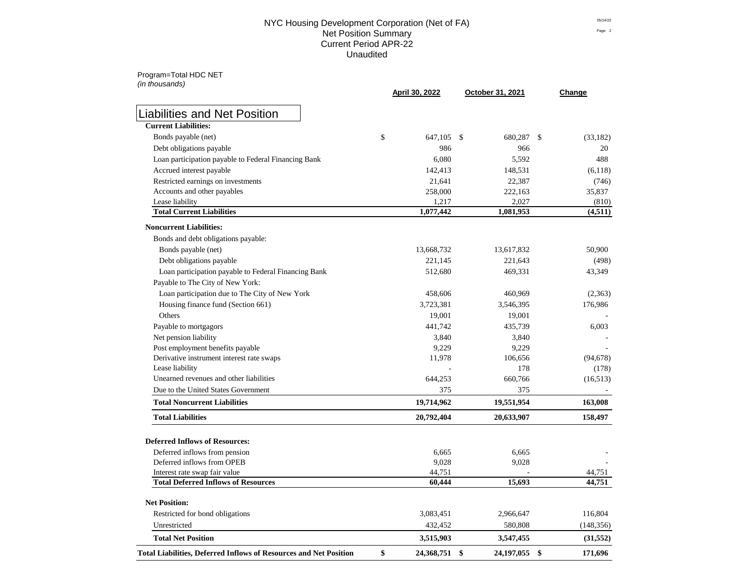# NYC Housing Development Corporation (Net of FA)
## Net Position Summary
## Current Period APR-22
## Unaudited

Program=Total HDC NET
*(in thousands)*

| Liabilities and Net Position | April 30, 2022 | October 31, 2021 | Change |
|---|---|---|---|
| **Current Liabilities:** | | | |
| Bonds payable (net) | $ 647,105 | $ 680,287 | $ (33,182) |
| Debt obligations payable | 986 | 966 | 20 |
| Loan participation payable to Federal Financing Bank | 6,080 | 5,592 | 488 |
| Accrued interest payable | 142,413 | 148,531 | (6,118) |
| Restricted earnings on investments | 21,641 | 22,387 | (746) |
| Accounts and other payables | 258,000 | 222,163 | 35,837 |
| Lease liability | 1,217 | 2,027 | (810) |
| **Total Current Liabilities** | **1,077,442** | **1,081,953** | **(4,511)** |
| **Noncurrent Liabilities:** | | | |
| Bonds and debt obligations payable: | | | |
| Bonds payable (net) | 13,668,732 | 13,617,832 | 50,900 |
| Debt obligations payable | 221,145 | 221,643 | (498) |
| Loan participation payable to Federal Financing Bank | 512,680 | 469,331 | 43,349 |
| Payable to The City of New York: | | | |
| Loan participation due to The City of New York | 458,606 | 460,969 | (2,363) |
| Housing finance fund (Section 661) | 3,723,381 | 3,546,395 | 176,986 |
| Others | 19,001 | 19,001 | - |
| Payable to mortgagors | 441,742 | 435,739 | 6,003 |
| Net pension liability | 3,840 | 3,840 | - |
| Post employment benefits payable | 9,229 | 9,229 | - |
| Derivative instrument interest rate swaps | 11,978 | 106,656 | (94,678) |
| Lease liability | - | 178 | (178) |
| Unearned revenues and other liabilities | 644,253 | 660,766 | (16,513) |
| Due to the United States Government | 375 | 375 | - |
| **Total Noncurrent Liabilities** | **19,714,962** | **19,551,954** | **163,008** |
| **Total Liabilities** | **20,792,404** | **20,633,907** | **158,497** |
| **Deferred Inflows of Resources:** | | | |
| Deferred inflows from pension | 6,665 | 6,665 | - |
| Deferred inflows from OPEB | 9,028 | 9,028 | - |
| Interest rate swap fair value | 44,751 | - | 44,751 |
| **Total Deferred Inflows of Resources** | **60,444** | **15,693** | **44,751** |
| **Net Position:** | | | |
| Restricted for bond obligations | 3,083,451 | 2,966,647 | 116,804 |
| Unrestricted | 432,452 | 580,808 | (148,356) |
| **Total Net Position** | **3,515,903** | **3,547,455** | **(31,552)** |
| **Total Liabilities, Deferred Inflows of Resources and Net Position** | **$ 24,368,751** | **$ 24,197,055** | **$ 171,696** |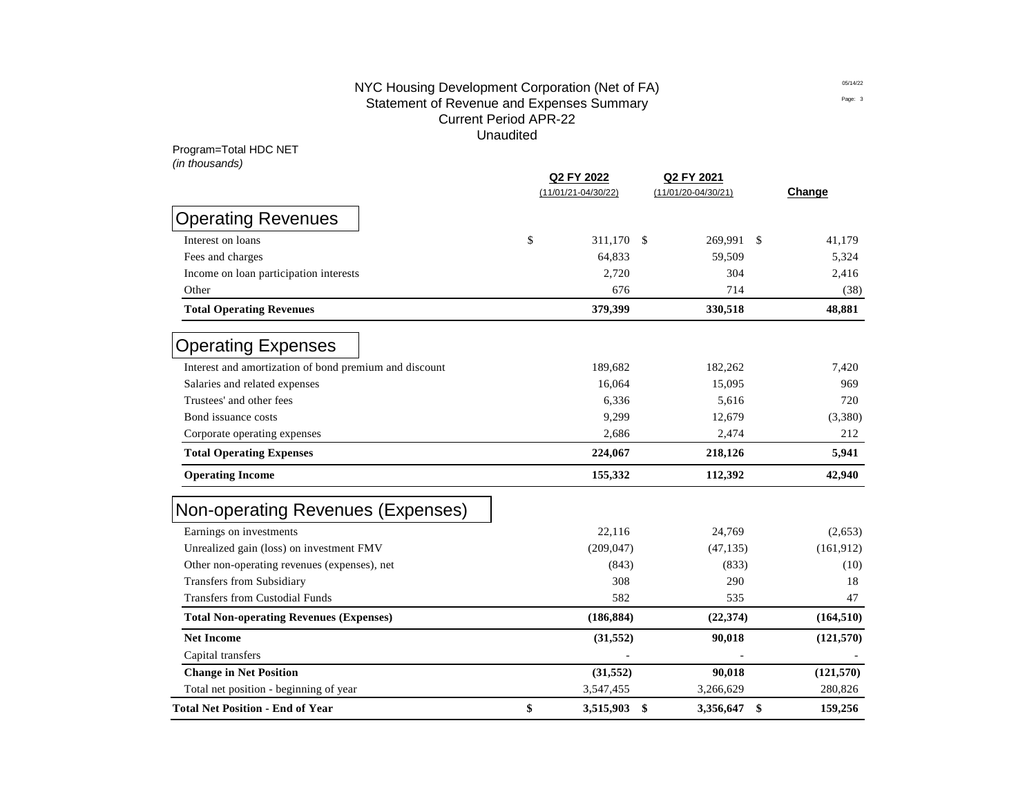# NYC Housing Development Corporation (Net of FA)
## Statement of Revenue and Expenses Summary
### Current Period APR-22
### Unaudited

Program=Total HDC NET
*(in thousands)*

| | Q2 FY 2022 (11/01/21-04/30/22) | Q2 FY 2021 (11/01/20-04/30/21) | Change |
|---|---|---|---|
| **Operating Revenues** | | | |
| Interest on loans | $ 311,170 | $ 269,991 | $ 41,179 |
| Fees and charges | 64,833 | 59,509 | 5,324 |
| Income on loan participation interests | 2,720 | 304 | 2,416 |
| Other | 676 | 714 | (38) |
| **Total Operating Revenues** | **379,399** | **330,518** | **48,881** |
| **Operating Expenses** | | | |
| Interest and amortization of bond premium and discount | 189,682 | 182,262 | 7,420 |
| Salaries and related expenses | 16,064 | 15,095 | 969 |
| Trustees' and other fees | 6,336 | 5,616 | 720 |
| Bond issuance costs | 9,299 | 12,679 | (3,380) |
| Corporate operating expenses | 2,686 | 2,474 | 212 |
| **Total Operating Expenses** | **224,067** | **218,126** | **5,941** |
| **Operating Income** | **155,332** | **112,392** | **42,940** |
| **Non-operating Revenues (Expenses)** | | | |
| Earnings on investments | 22,116 | 24,769 | (2,653) |
| Unrealized gain (loss) on investment FMV | (209,047) | (47,135) | (161,912) |
| Other non-operating revenues (expenses), net | (843) | (833) | (10) |
| Transfers from Subsidiary | 308 | 290 | 18 |
| Transfers from Custodial Funds | 582 | 535 | 47 |
| **Total Non-operating Revenues (Expenses)** | **(186,884)** | **(22,374)** | **(164,510)** |
| **Net Income** | **(31,552)** | **90,018** | **(121,570)** |
| Capital transfers | - | - | - |
| **Change in Net Position** | **(31,552)** | **90,018** | **(121,570)** |
| Total net position - beginning of year | 3,547,455 | 3,266,629 | 280,826 |
| **Total Net Position - End of Year** | **$ 3,515,903** | **$ 3,356,647** | **$ 159,256** |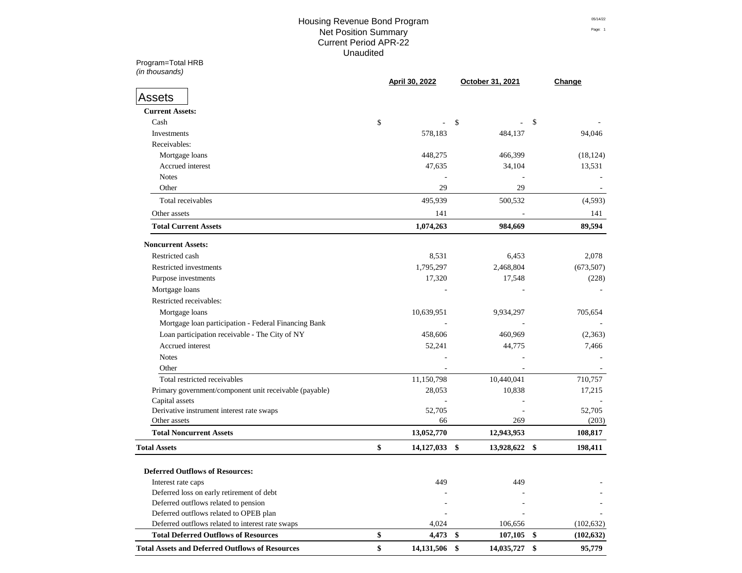# Housing Revenue Bond Program
## Net Position Summary
## Current Period APR-22
## Unaudited

Program=Total HRB
*(in thousands)*

| | April 30, 2022 | October 31, 2021 | Change |
|---|---|---|---|
| **Assets** | | | |
| **Current Assets:** | | | |
| Cash | $ - | $ - | $ - |
| Investments | 578,183 | 484,137 | 94,046 |
| Receivables: | | | |
| Mortgage loans | 448,275 | 466,399 | (18,124) |
| Accrued interest | 47,635 | 34,104 | 13,531 |
| Notes | - | - | - |
| Other | 29 | 29 | - |
| Total receivables | 495,939 | 500,532 | (4,593) |
| Other assets | 141 | - | 141 |
| **Total Current Assets** | **1,074,263** | **984,669** | **89,594** |
| **Noncurrent Assets:** | | | |
| Restricted cash | 8,531 | 6,453 | 2,078 |
| Restricted investments | 1,795,297 | 2,468,804 | (673,507) |
| Purpose investments | 17,320 | 17,548 | (228) |
| Mortgage loans | - | - | - |
| Restricted receivables: | | | |
| Mortgage loans | 10,639,951 | 9,934,297 | 705,654 |
| Mortgage loan participation - Federal Financing Bank | - | - | - |
| Loan participation receivable - The City of NY | 458,606 | 460,969 | (2,363) |
| Accrued interest | 52,241 | 44,775 | 7,466 |
| Notes | - | - | - |
| Other | - | - | - |
| Total restricted receivables | 11,150,798 | 10,440,041 | 710,757 |
| Primary government/component unit receivable (payable) | 28,053 | 10,838 | 17,215 |
| Capital assets | - | - | - |
| Derivative instrument interest rate swaps | 52,705 | - | 52,705 |
| Other assets | 66 | 269 | (203) |
| **Total Noncurrent Assets** | **13,052,770** | **12,943,953** | **108,817** |
| **Total Assets** | **$ 14,127,033** | **$ 13,928,622** | **$ 198,411** |
| **Deferred Outflows of Resources:** | | | |
| Interest rate caps | 449 | 449 | - |
| Deferred loss on early retirement of debt | - | - | - |
| Deferred outflows related to pension | - | - | - |
| Deferred outflows related to OPEB plan | - | - | - |
| Deferred outflows related to interest rate swaps | 4,024 | 106,656 | (102,632) |
| **Total Deferred Outflows of Resources** | **$ 4,473** | **$ 107,105** | **$ (102,632)** |
| **Total Assets and Deferred Outflows of Resources** | **$ 14,131,506** | **$ 14,035,727** | **$ 95,779** |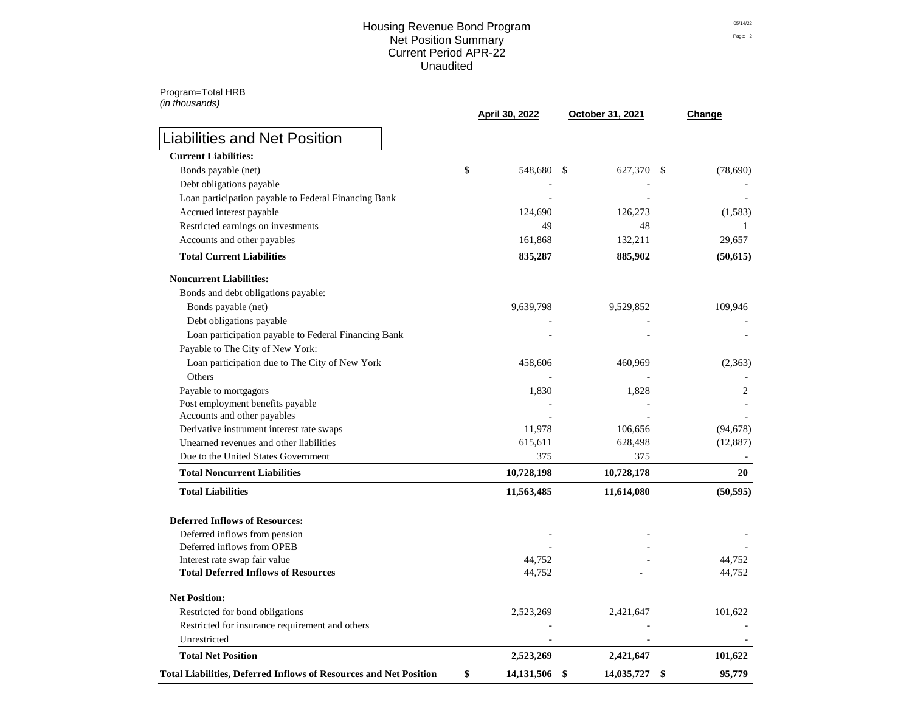# Housing Revenue Bond Program
## Net Position Summary
## Current Period APR-22
## Unaudited

Program=Total HRB
*(in thousands)*

| Liabilities and Net Position | April 30, 2022 | October 31, 2021 | Change |
|---|---|---|---|
| **Current Liabilities:** | | | |
| Bonds payable (net) | $ 548,680 | $ 627,370 | $ (78,690) |
| Debt obligations payable | - | - | - |
| Loan participation payable to Federal Financing Bank | - | - | - |
| Accrued interest payable | 124,690 | 126,273 | (1,583) |
| Restricted earnings on investments | 49 | 48 | 1 |
| Accounts and other payables | 161,868 | 132,211 | 29,657 |
| **Total Current Liabilities** | **835,287** | **885,902** | **(50,615)** |
| **Noncurrent Liabilities:** | | | |
| Bonds and debt obligations payable: | | | |
| Bonds payable (net) | 9,639,798 | 9,529,852 | 109,946 |
| Debt obligations payable | - | - | - |
| Loan participation payable to Federal Financing Bank | - | - | - |
| Payable to The City of New York: | | | |
| Loan participation due to The City of New York | 458,606 | 460,969 | (2,363) |
| Others | - | - | - |
| Payable to mortgagors | 1,830 | 1,828 | 2 |
| Post employment benefits payable | - | - | - |
| Accounts and other payables | - | - | - |
| Derivative instrument interest rate swaps | 11,978 | 106,656 | (94,678) |
| Unearned revenues and other liabilities | 615,611 | 628,498 | (12,887) |
| Due to the United States Government | 375 | 375 | - |
| **Total Noncurrent Liabilities** | **10,728,198** | **10,728,178** | **20** |
| **Total Liabilities** | **11,563,485** | **11,614,080** | **(50,595)** |
| **Deferred Inflows of Resources:** | | | |
| Deferred inflows from pension | - | - | - |
| Deferred inflows from OPEB | - | - | - |
| Interest rate swap fair value | 44,752 | - | 44,752 |
| **Total Deferred Inflows of Resources** | 44,752 | - | 44,752 |
| **Net Position:** | | | |
| Restricted for bond obligations | 2,523,269 | 2,421,647 | 101,622 |
| Restricted for insurance requirement and others | - | - | - |
| Unrestricted | - | - | - |
| **Total Net Position** | **2,523,269** | **2,421,647** | **101,622** |
| **Total Liabilities, Deferred Inflows of Resources and Net Position** | **$ 14,131,506** | **$ 14,035,727** | **$ 95,779** |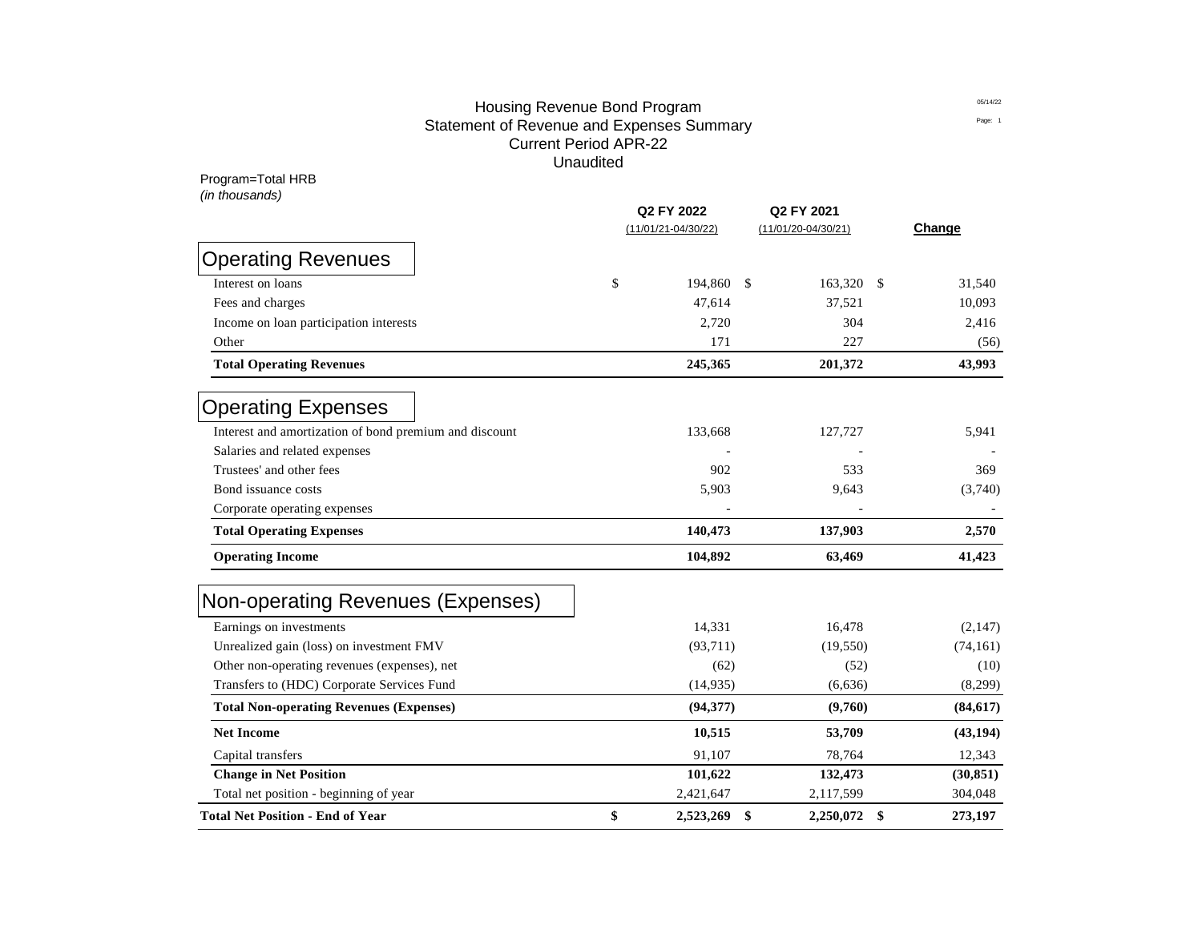# Housing Revenue Bond Program
## Statement of Revenue and Expenses Summary
### Current Period APR-22
### Unaudited

Program=Total HRB
*(in thousands)*

| | Q2 FY 2022 (11/01/21-04/30/22) | Q2 FY 2021 (11/01/20-04/30/21) | Change |
|---|---|---|---|
| **Operating Revenues** | | | |
| Interest on loans | $ 194,860 | $ 163,320 | $ 31,540 |
| Fees and charges | 47,614 | 37,521 | 10,093 |
| Income on loan participation interests | 2,720 | 304 | 2,416 |
| Other | 171 | 227 | (56) |
| **Total Operating Revenues** | **245,365** | **201,372** | **43,993** |
| **Operating Expenses** | | | |
| Interest and amortization of bond premium and discount | 133,668 | 127,727 | 5,941 |
| Salaries and related expenses | - | - | - |
| Trustees' and other fees | 902 | 533 | 369 |
| Bond issuance costs | 5,903 | 9,643 | (3,740) |
| Corporate operating expenses | - | - | - |
| **Total Operating Expenses** | **140,473** | **137,903** | **2,570** |
| **Operating Income** | **104,892** | **63,469** | **41,423** |
| **Non-operating Revenues (Expenses)** | | | |
| Earnings on investments | 14,331 | 16,478 | (2,147) |
| Unrealized gain (loss) on investment FMV | (93,711) | (19,550) | (74,161) |
| Other non-operating revenues (expenses), net | (62) | (52) | (10) |
| Transfers to (HDC) Corporate Services Fund | (14,935) | (6,636) | (8,299) |
| **Total Non-operating Revenues (Expenses)** | **(94,377)** | **(9,760)** | **(84,617)** |
| **Net Income** | **10,515** | **53,709** | **(43,194)** |
| Capital transfers | 91,107 | 78,764 | 12,343 |
| **Change in Net Position** | **101,622** | **132,473** | **(30,851)** |
| Total net position - beginning of year | 2,421,647 | 2,117,599 | 304,048 |
| **Total Net Position - End of Year** | **$ 2,523,269** | **$ 2,250,072** | **$ 273,197** |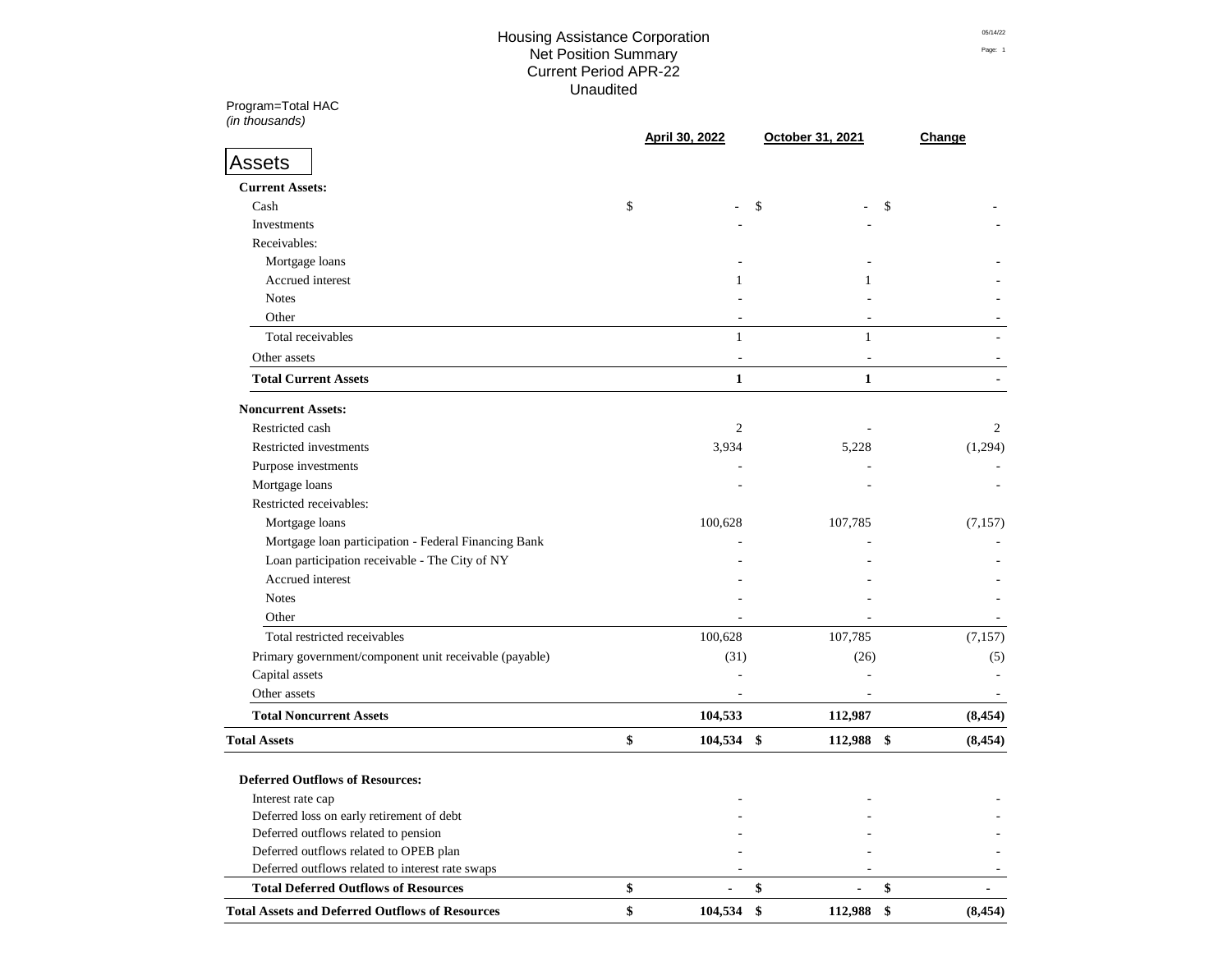# Housing Assistance Corporation
## Net Position Summary
## Current Period APR-22
## Unaudited

Program=Total HAC
*(in thousands)*

| | April 30, 2022 | October 31, 2021 | Change |
|---|---|---|---|
| **Assets** | | | |
| **Current Assets:** | | | |
| Cash | $ - | $ - | $ - |
| Investments | - | - | - |
| Receivables: | | | |
| Mortgage loans | - | - | - |
| Accrued interest | 1 | 1 | - |
| Notes | - | - | - |
| Other | - | - | - |
| Total receivables | 1 | 1 | - |
| Other assets | - | - | - |
| **Total Current Assets** | **1** | **1** | **-** |
| **Noncurrent Assets:** | | | |
| Restricted cash | 2 | - | 2 |
| Restricted investments | 3,934 | 5,228 | (1,294) |
| Purpose investments | - | - | - |
| Mortgage loans | - | - | - |
| Restricted receivables: | | | |
| Mortgage loans | 100,628 | 107,785 | (7,157) |
| Mortgage loan participation - Federal Financing Bank | - | - | - |
| Loan participation receivable - The City of NY | - | - | - |
| Accrued interest | - | - | - |
| Notes | - | - | - |
| Other | - | - | - |
| Total restricted receivables | 100,628 | 107,785 | (7,157) |
| Primary government/component unit receivable (payable) | (31) | (26) | (5) |
| Capital assets | - | - | - |
| Other assets | - | - | - |
| **Total Noncurrent Assets** | **104,533** | **112,987** | **(8,454)** |
| **Total Assets** | **$ 104,534** | **$ 112,988** | **$ (8,454)** |
| **Deferred Outflows of Resources:** | | | |
| Interest rate cap | - | - | - |
| Deferred loss on early retirement of debt | - | - | - |
| Deferred outflows related to pension | - | - | - |
| Deferred outflows related to OPEB plan | - | - | - |
| Deferred outflows related to interest rate swaps | - | - | - |
| **Total Deferred Outflows of Resources** | **$ -** | **$ -** | **$ -** |
| **Total Assets and Deferred Outflows of Resources** | **$ 104,534** | **$ 112,988** | **$ (8,454)** |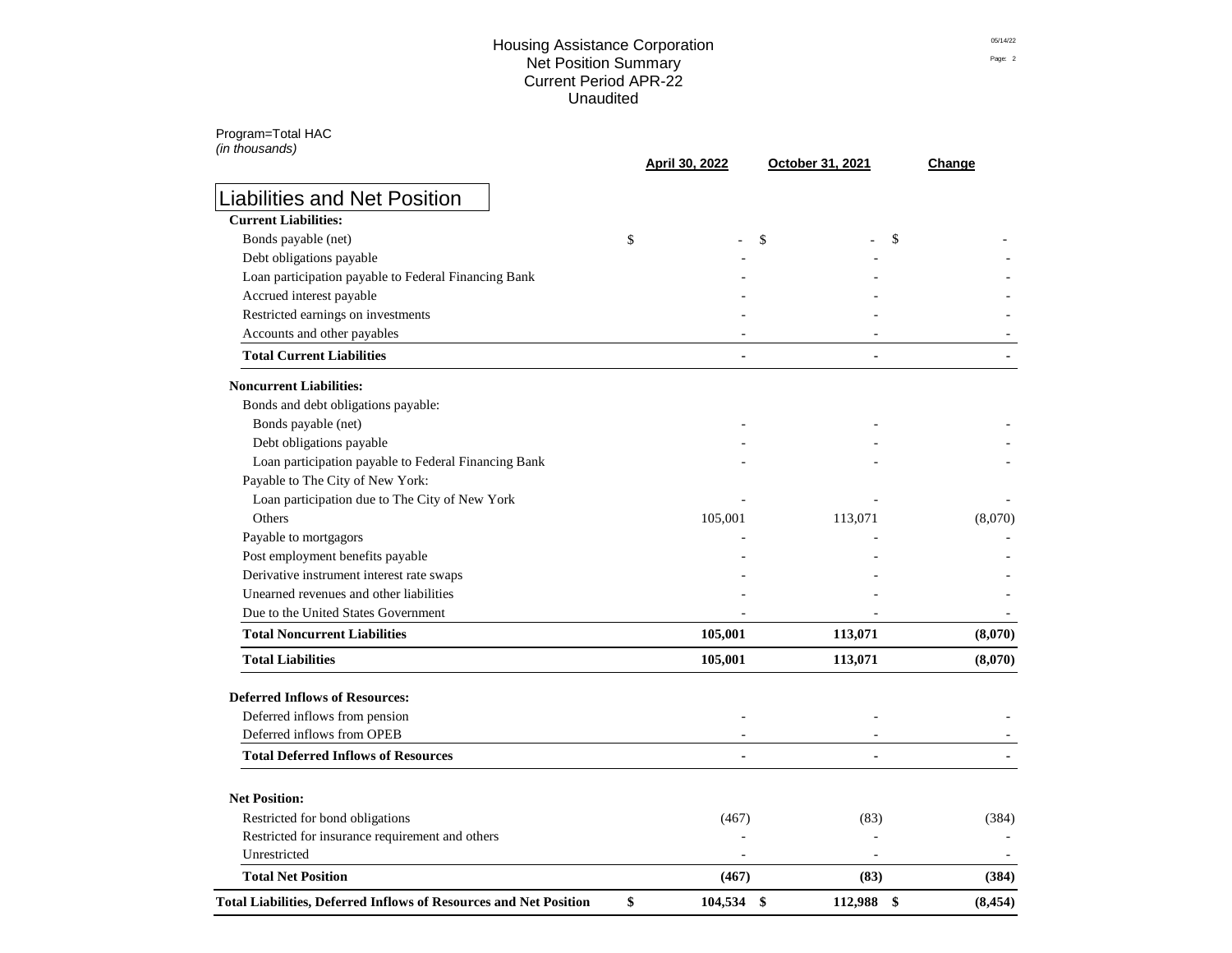# Housing Assistance Corporation
## Net Position Summary
## Current Period APR-22
## Unaudited

Program=Total HAC
*(in thousands)*

## Liabilities and Net Position

| | April 30, 2022 | October 31, 2021 | Change |
|---|---|---|---|
| **Current Liabilities:** | | | |
| Bonds payable (net) | $ - | $ - | $ - |
| Debt obligations payable | - | - | - |
| Loan participation payable to Federal Financing Bank | - | - | - |
| Accrued interest payable | - | - | - |
| Restricted earnings on investments | - | - | - |
| Accounts and other payables | - | - | - |
| **Total Current Liabilities** | **-** | **-** | **-** |
| **Noncurrent Liabilities:** | | | |
| Bonds and debt obligations payable: | | | |
| Bonds payable (net) | - | - | - |
| Debt obligations payable | - | - | - |
| Loan participation payable to Federal Financing Bank | - | - | - |
| Payable to The City of New York: | | | |
| Loan participation due to The City of New York | - | - | - |
| Others | 105,001 | 113,071 | (8,070) |
| Payable to mortgagors | - | - | - |
| Post employment benefits payable | - | - | - |
| Derivative instrument interest rate swaps | - | - | - |
| Unearned revenues and other liabilities | - | - | - |
| Due to the United States Government | - | - | - |
| **Total Noncurrent Liabilities** | **105,001** | **113,071** | **(8,070)** |
| **Total Liabilities** | **105,001** | **113,071** | **(8,070)** |
| **Deferred Inflows of Resources:** | | | |
| Deferred inflows from pension | - | - | - |
| Deferred inflows from OPEB | - | - | - |
| **Total Deferred Inflows of Resources** | **-** | **-** | **-** |
| **Net Position:** | | | |
| Restricted for bond obligations | (467) | (83) | (384) |
| Restricted for insurance requirement and others | - | - | - |
| Unrestricted | - | - | - |
| **Total Net Position** | **(467)** | **(83)** | **(384)** |
| **Total Liabilities, Deferred Inflows of Resources and Net Position** | **$ 104,534** | **$ 112,988** | **$ (8,454)** |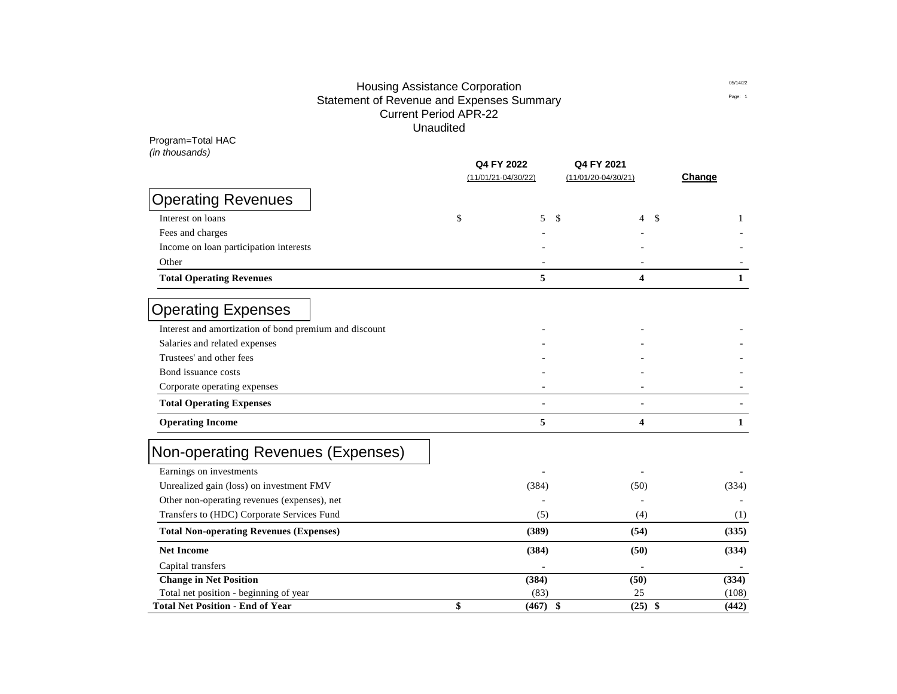# Housing Assistance Corporation
## Statement of Revenue and Expenses Summary
## Current Period APR-22
## Unaudited

Program=Total HAC
*(in thousands)*

| | Q4 FY 2022 (11/01/21-04/30/22) | Q4 FY 2021 (11/01/20-04/30/21) | Change |
|---|---|---|---|
| **Operating Revenues** | | | |
| Interest on loans | $ 5 | $ 4 | $ 1 |
| Fees and charges | - | - | - |
| Income on loan participation interests | - | - | - |
| Other | - | - | - |
| **Total Operating Revenues** | **5** | **4** | **1** |
| **Operating Expenses** | | | |
| Interest and amortization of bond premium and discount | - | - | - |
| Salaries and related expenses | - | - | - |
| Trustees' and other fees | - | - | - |
| Bond issuance costs | - | - | - |
| Corporate operating expenses | - | - | - |
| **Total Operating Expenses** | **-** | **-** | **-** |
| **Operating Income** | **5** | **4** | **1** |
| **Non-operating Revenues (Expenses)** | | | |
| Earnings on investments | - | - | - |
| Unrealized gain (loss) on investment FMV | (384) | (50) | (334) |
| Other non-operating revenues (expenses), net | - | - | - |
| Transfers to (HDC) Corporate Services Fund | (5) | (4) | (1) |
| **Total Non-operating Revenues (Expenses)** | **(389)** | **(54)** | **(335)** |
| **Net Income** | **(384)** | **(50)** | **(334)** |
| Capital transfers | - | - | - |
| **Change in Net Position** | **(384)** | **(50)** | **(334)** |
| Total net position - beginning of year | (83) | 25 | (108) |
| **Total Net Position - End of Year** | **$ (467)** | **$ (25)** | **$ (442)** |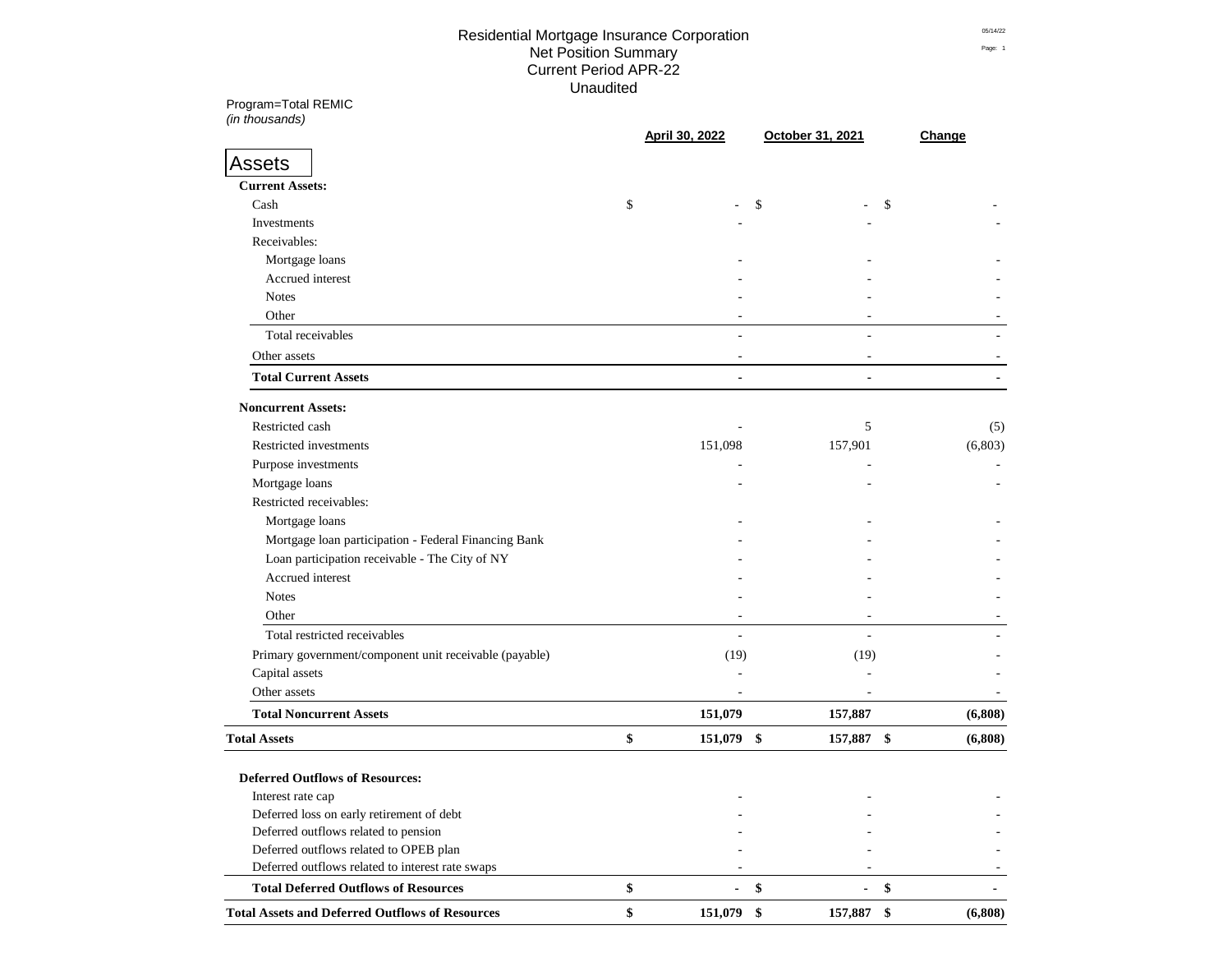# Residential Mortgage Insurance Corporation
## Net Position Summary
### Current Period APR-22
### Unaudited

Program=Total REMIC
*(in thousands)*

| | April 30, 2022 | October 31, 2021 | Change |
|---|---|---|---|
| **Assets** | | | |
| **Current Assets:** | | | |
| Cash | $ - | $ - | $ - |
| Investments | - | - | - |
| Receivables: | | | |
| Mortgage loans | - | - | - |
| Accrued interest | - | - | - |
| Notes | - | - | - |
| Other | - | - | - |
| Total receivables | - | - | - |
| Other assets | - | - | - |
| **Total Current Assets** | **-** | **-** | **-** |
| **Noncurrent Assets:** | | | |
| Restricted cash | - | 5 | (5) |
| Restricted investments | 151,098 | 157,901 | (6,803) |
| Purpose investments | - | - | - |
| Mortgage loans | - | - | - |
| Restricted receivables: | | | |
| Mortgage loans | - | - | - |
| Mortgage loan participation - Federal Financing Bank | - | - | - |
| Loan participation receivable - The City of NY | - | - | - |
| Accrued interest | - | - | - |
| Notes | - | - | - |
| Other | - | - | - |
| Total restricted receivables | - | - | - |
| Primary government/component unit receivable (payable) | (19) | (19) | - |
| Capital assets | - | - | - |
| Other assets | - | - | - |
| **Total Noncurrent Assets** | **151,079** | **157,887** | **(6,808)** |
| **Total Assets** | **$ 151,079** | **$ 157,887** | **$ (6,808)** |
| **Deferred Outflows of Resources:** | | | |
| Interest rate cap | - | - | - |
| Deferred loss on early retirement of debt | - | - | - |
| Deferred outflows related to pension | - | - | - |
| Deferred outflows related to OPEB plan | - | - | - |
| Deferred outflows related to interest rate swaps | - | - | - |
| **Total Deferred Outflows of Resources** | **$ -** | **$ -** | **$ -** |
| **Total Assets and Deferred Outflows of Resources** | **$ 151,079** | **$ 157,887** | **$ (6,808)** |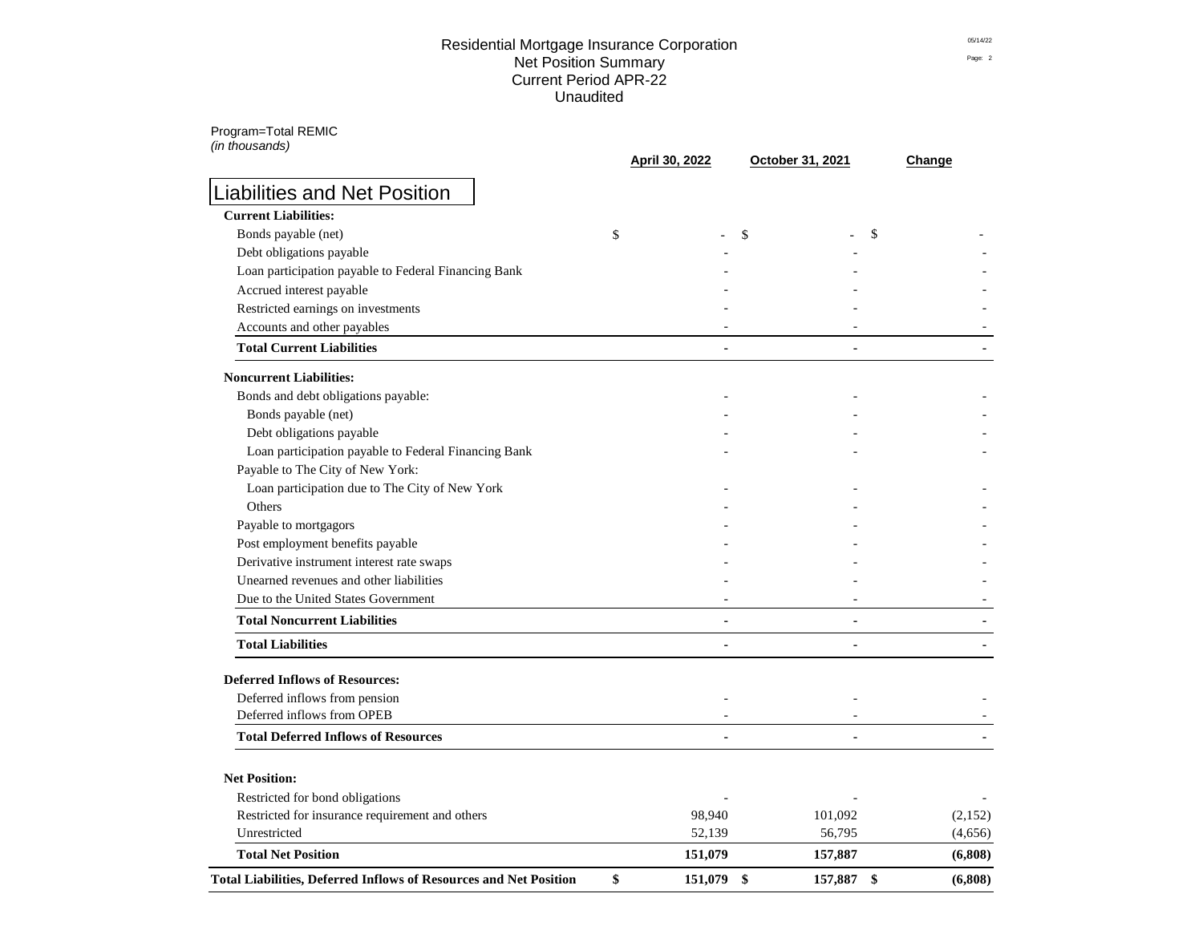# Residential Mortgage Insurance Corporation
## Net Position Summary
## Current Period APR-22
## Unaudited

Program=Total REMIC
*(in thousands)*

## Liabilities and Net Position

| | April 30, 2022 | October 31, 2021 | Change |
|---|---|---|---|
| **Current Liabilities:** | | | |
| Bonds payable (net) | $ - | $ - | $ - |
| Debt obligations payable | - | - | - |
| Loan participation payable to Federal Financing Bank | - | - | - |
| Accrued interest payable | - | - | - |
| Restricted earnings on investments | - | - | - |
| Accounts and other payables | - | - | - |
| **Total Current Liabilities** | **-** | **-** | **-** |
| **Noncurrent Liabilities:** | | | |
| Bonds and debt obligations payable: | - | - | - |
| Bonds payable (net) | - | - | - |
| Debt obligations payable | - | - | - |
| Loan participation payable to Federal Financing Bank | - | - | - |
| Payable to The City of New York: | | | |
| Loan participation due to The City of New York | - | - | - |
| Others | - | - | - |
| Payable to mortgagors | - | - | - |
| Post employment benefits payable | - | - | - |
| Derivative instrument interest rate swaps | - | - | - |
| Unearned revenues and other liabilities | - | - | - |
| Due to the United States Government | - | - | - |
| **Total Noncurrent Liabilities** | **-** | **-** | **-** |
| **Total Liabilities** | **-** | **-** | **-** |
| **Deferred Inflows of Resources:** | | | |
| Deferred inflows from pension | - | - | - |
| Deferred inflows from OPEB | - | - | - |
| **Total Deferred Inflows of Resources** | **-** | **-** | **-** |
| **Net Position:** | | | |
| Restricted for bond obligations | - | - | - |
| Restricted for insurance requirement and others | 98,940 | 101,092 | (2,152) |
| Unrestricted | 52,139 | 56,795 | (4,656) |
| **Total Net Position** | **151,079** | **157,887** | **(6,808)** |
| **Total Liabilities, Deferred Inflows of Resources and Net Position** | **$ 151,079** | **$ 157,887** | **$ (6,808)** |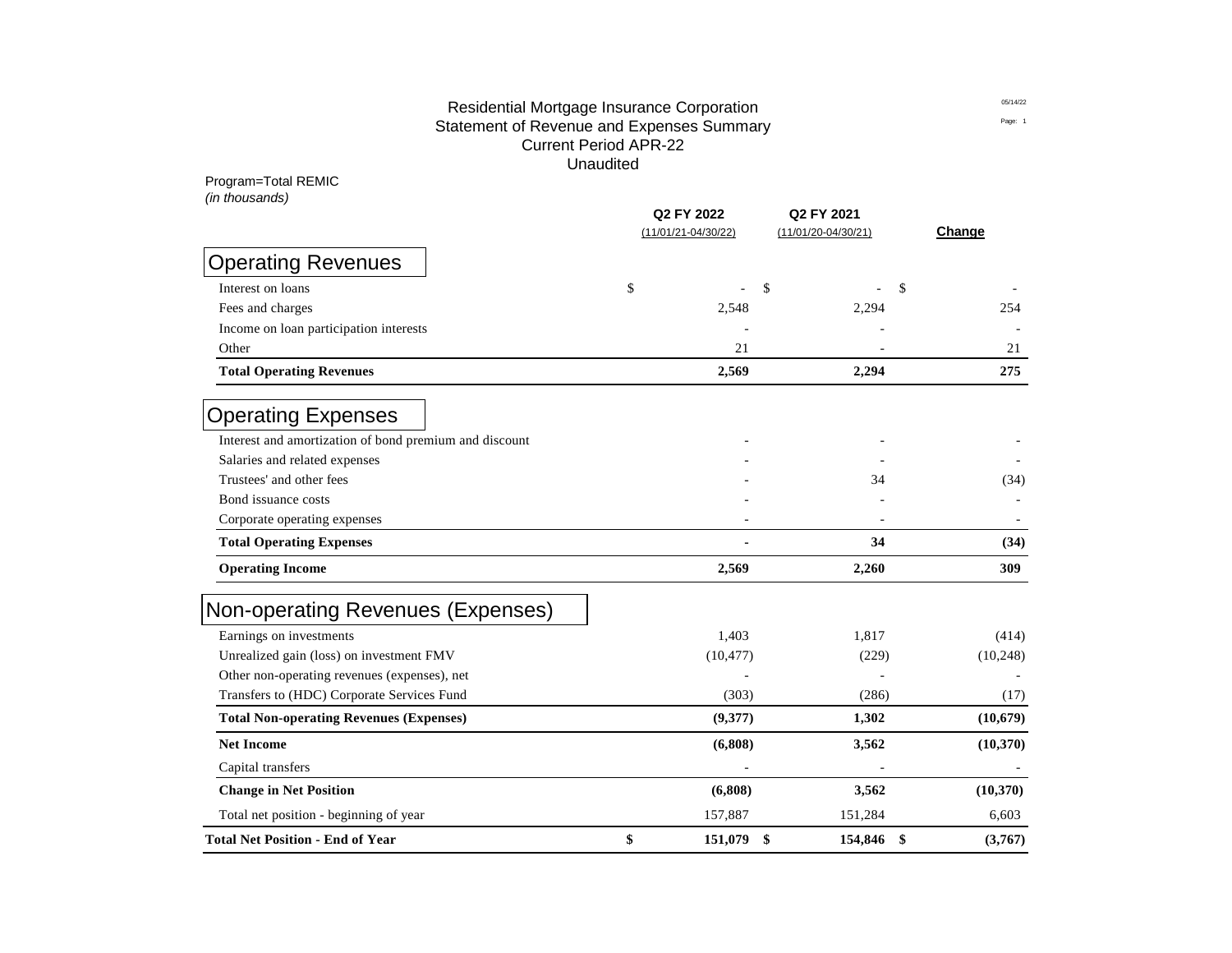# Residential Mortgage Insurance Corporation
## Statement of Revenue and Expenses Summary
## Current Period APR-22
## Unaudited

05/14/22

Program=Total REMIC
*(in thousands)*

| | Q2 FY 2022 (11/01/21-04/30/22) | Q2 FY 2021 (11/01/20-04/30/21) | Change |
|---|---|---|---|
| **Operating Revenues** | | | |
| Interest on loans | $ - | $ - | $ - |
| Fees and charges | 2,548 | 2,294 | 254 |
| Income on loan participation interests | - | - | - |
| Other | 21 | - | 21 |
| **Total Operating Revenues** | **2,569** | **2,294** | **275** |
| **Operating Expenses** | | | |
| Interest and amortization of bond premium and discount | - | - | - |
| Salaries and related expenses | - | - | - |
| Trustees' and other fees | - | 34 | (34) |
| Bond issuance costs | - | - | - |
| Corporate operating expenses | - | - | - |
| **Total Operating Expenses** | **-** | **34** | **(34)** |
| **Operating Income** | **2,569** | **2,260** | **309** |
| **Non-operating Revenues (Expenses)** | | | |
| Earnings on investments | 1,403 | 1,817 | (414) |
| Unrealized gain (loss) on investment FMV | (10,477) | (229) | (10,248) |
| Other non-operating revenues (expenses), net | - | - | - |
| Transfers to (HDC) Corporate Services Fund | (303) | (286) | (17) |
| **Total Non-operating Revenues (Expenses)** | **(9,377)** | **1,302** | **(10,679)** |
| **Net Income** | **(6,808)** | **3,562** | **(10,370)** |
| Capital transfers | - | - | - |
| **Change in Net Position** | **(6,808)** | **3,562** | **(10,370)** |
| Total net position - beginning of year | 157,887 | 151,284 | 6,603 |
| **Total Net Position - End of Year** | **$ 151,079** | **$ 154,846** | **$ (3,767)** |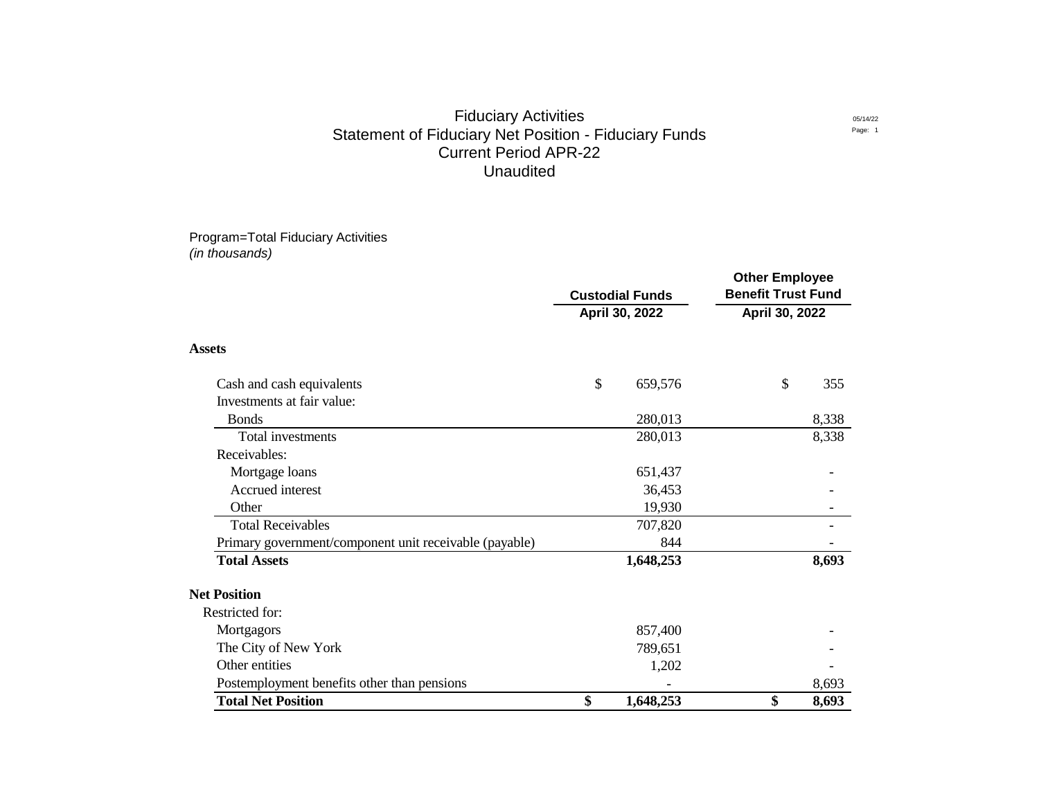# Fiduciary Activities
## Statement of Fiduciary Net Position - Fiduciary Funds
## Current Period APR-22
## Unaudited

Program=Total Fiduciary Activities
*(in thousands)*

| | Custodial Funds April 30, 2022 | Other Employee Benefit Trust Fund April 30, 2022 |
|---|---|---|
| **Assets** | | |
| Cash and cash equivalents | $ 659,576 | $ 355 |
| Investments at fair value: | | |
| Bonds | 280,013 | 8,338 |
| Total investments | 280,013 | 8,338 |
| Receivables: | | |
| Mortgage loans | 651,437 | - |
| Accrued interest | 36,453 | - |
| Other | 19,930 | - |
| Total Receivables | 707,820 | - |
| Primary government/component unit receivable (payable) | 844 | - |
| **Total Assets** | **1,648,253** | **8,693** |
| **Net Position** | | |
| Restricted for: | | |
| Mortgagors | 857,400 | - |
| The City of New York | 789,651 | - |
| Other entities | 1,202 | - |
| Postemployment benefits other than pensions | - | 8,693 |
| **Total Net Position** | **$ 1,648,253** | **$ 8,693** |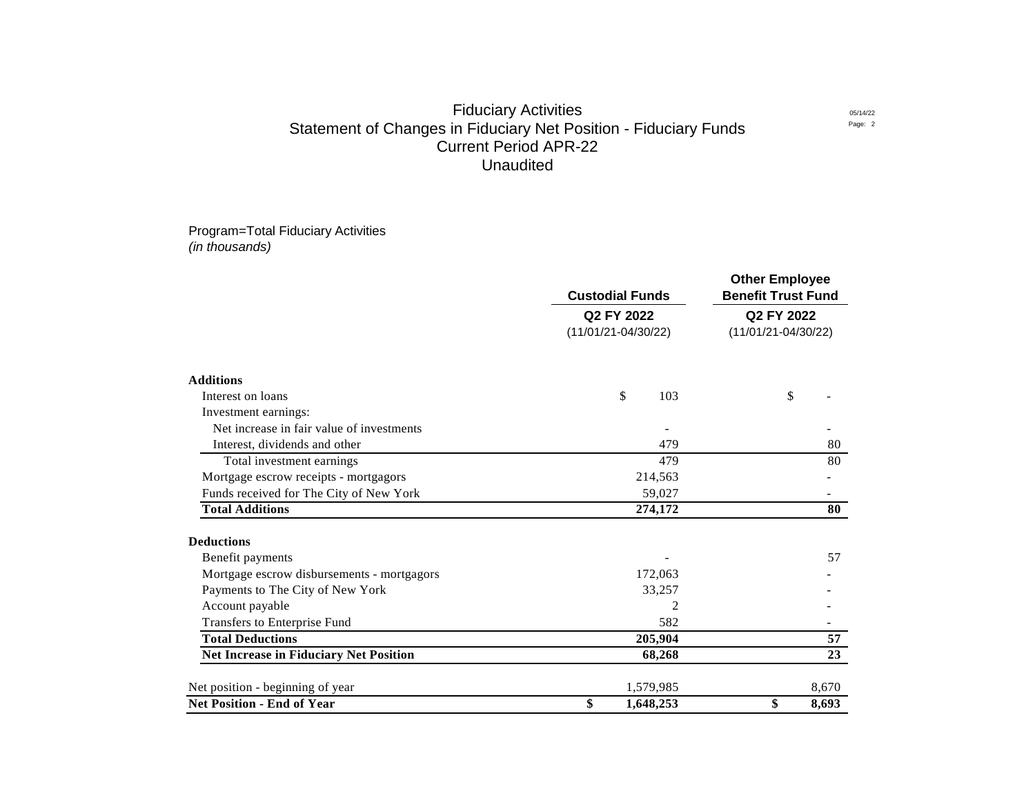# Fiduciary Activities
## Statement of Changes in Fiduciary Net Position - Fiduciary Funds
### Current Period APR-22
### Unaudited

Program=Total Fiduciary Activities
*(in thousands)*

| | Custodial Funds | Other Employee Benefit Trust Fund |
|---|---|---|
| | Q2 FY 2022 (11/01/21-04/30/22) | Q2 FY 2022 (11/01/21-04/30/22) |
| **Additions** | | |
| Interest on loans | $ 103 | $ - |
| Investment earnings: | | |
| Net increase in fair value of investments | - | - |
| Interest, dividends and other | 479 | 80 |
| Total investment earnings | 479 | 80 |
| Mortgage escrow receipts - mortgagors | 214,563 | - |
| Funds received for The City of New York | 59,027 | - |
| **Total Additions** | **274,172** | **80** |
| **Deductions** | | |
| Benefit payments | - | 57 |
| Mortgage escrow disbursements - mortgagors | 172,063 | - |
| Payments to The City of New York | 33,257 | - |
| Account payable | 2 | - |
| Transfers to Enterprise Fund | 582 | - |
| **Total Deductions** | **205,904** | **57** |
| **Net Increase in Fiduciary Net Position** | **68,268** | **23** |
| Net position - beginning of year | 1,579,985 | 8,670 |
| **Net Position - End of Year** | **$ 1,648,253** | **$ 8,693** |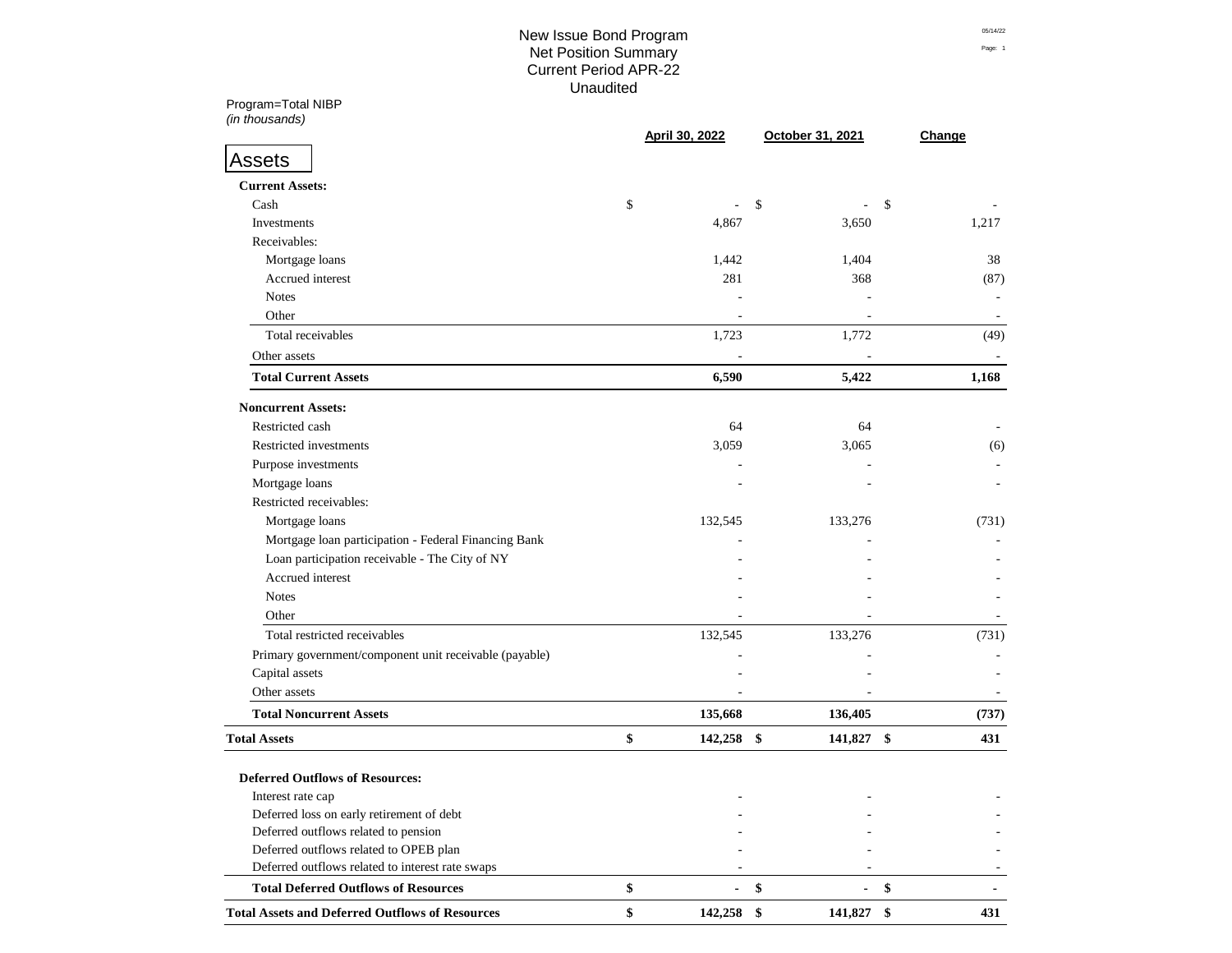# New Issue Bond Program
## Net Position Summary
## Current Period APR-22
## Unaudited

Program=Total NIBP
*(in thousands)*

| | April 30, 2022 | October 31, 2021 | Change |
|---|---|---|---|
| **Assets** | | | |
| **Current Assets:** | | | |
| Cash | $ - | $ - | $ - |
| Investments | 4,867 | 3,650 | 1,217 |
| Receivables: | | | |
| Mortgage loans | 1,442 | 1,404 | 38 |
| Accrued interest | 281 | 368 | (87) |
| Notes | - | - | - |
| Other | - | - | - |
| Total receivables | 1,723 | 1,772 | (49) |
| Other assets | - | - | - |
| **Total Current Assets** | **6,590** | **5,422** | **1,168** |
| **Noncurrent Assets:** | | | |
| Restricted cash | 64 | 64 | - |
| Restricted investments | 3,059 | 3,065 | (6) |
| Purpose investments | - | - | - |
| Mortgage loans | - | - | - |
| Restricted receivables: | | | |
| Mortgage loans | 132,545 | 133,276 | (731) |
| Mortgage loan participation - Federal Financing Bank | - | - | - |
| Loan participation receivable - The City of NY | - | - | - |
| Accrued interest | - | - | - |
| Notes | - | - | - |
| Other | - | - | - |
| Total restricted receivables | 132,545 | 133,276 | (731) |
| Primary government/component unit receivable (payable) | - | - | - |
| Capital assets | - | - | - |
| Other assets | - | - | - |
| **Total Noncurrent Assets** | **135,668** | **136,405** | **(737)** |
| **Total Assets** | **$ 142,258** | **$ 141,827** | **$ 431** |
| **Deferred Outflows of Resources:** | | | |
| Interest rate cap | - | - | - |
| Deferred loss on early retirement of debt | - | - | - |
| Deferred outflows related to pension | - | - | - |
| Deferred outflows related to OPEB plan | - | - | - |
| Deferred outflows related to interest rate swaps | - | - | - |
| **Total Deferred Outflows of Resources** | **$ -** | **$ -** | **$ -** |
| **Total Assets and Deferred Outflows of Resources** | **$ 142,258** | **$ 141,827** | **$ 431** |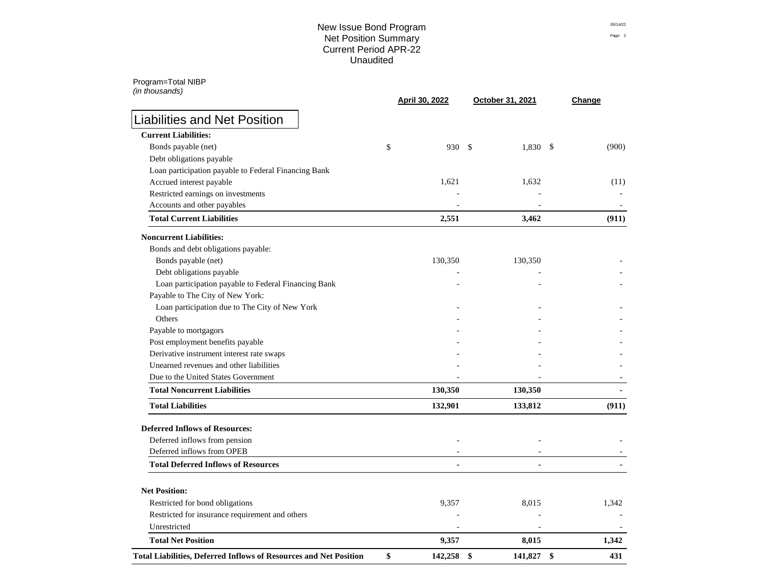# New Issue Bond Program
## Net Position Summary
## Current Period APR-22
## Unaudited

Program=Total NIBP
*(in thousands)*

## Liabilities and Net Position

| | April 30, 2022 | October 31, 2021 | Change |
|---|---|---|---|
| **Current Liabilities:** | | | |
| Bonds payable (net) | $ 930 | $ 1,830 | $ (900) |
| Debt obligations payable | | | |
| Loan participation payable to Federal Financing Bank | | | |
| Accrued interest payable | 1,621 | 1,632 | (11) |
| Restricted earnings on investments | - | - | - |
| Accounts and other payables | - | - | - |
| **Total Current Liabilities** | **2,551** | **3,462** | **(911)** |
| **Noncurrent Liabilities:** | | | |
| Bonds and debt obligations payable: | | | |
| Bonds payable (net) | 130,350 | 130,350 | - |
| Debt obligations payable | - | - | - |
| Loan participation payable to Federal Financing Bank | - | - | - |
| Payable to The City of New York: | | | |
| Loan participation due to The City of New York | - | - | - |
| Others | - | - | - |
| Payable to mortgagors | - | - | - |
| Post employment benefits payable | - | - | - |
| Derivative instrument interest rate swaps | - | - | - |
| Unearned revenues and other liabilities | - | - | - |
| Due to the United States Government | - | - | - |
| **Total Noncurrent Liabilities** | **130,350** | **130,350** | **-** |
| **Total Liabilities** | **132,901** | **133,812** | **(911)** |
| **Deferred Inflows of Resources:** | | | |
| Deferred inflows from pension | - | - | - |
| Deferred inflows from OPEB | - | - | - |
| **Total Deferred Inflows of Resources** | **-** | **-** | **-** |
| **Net Position:** | | | |
| Restricted for bond obligations | 9,357 | 8,015 | 1,342 |
| Restricted for insurance requirement and others | - | - | - |
| Unrestricted | - | - | - |
| **Total Net Position** | **9,357** | **8,015** | **1,342** |
| **Total Liabilities, Deferred Inflows of Resources and Net Position** | **$ 142,258** | **$ 141,827** | **$ 431** |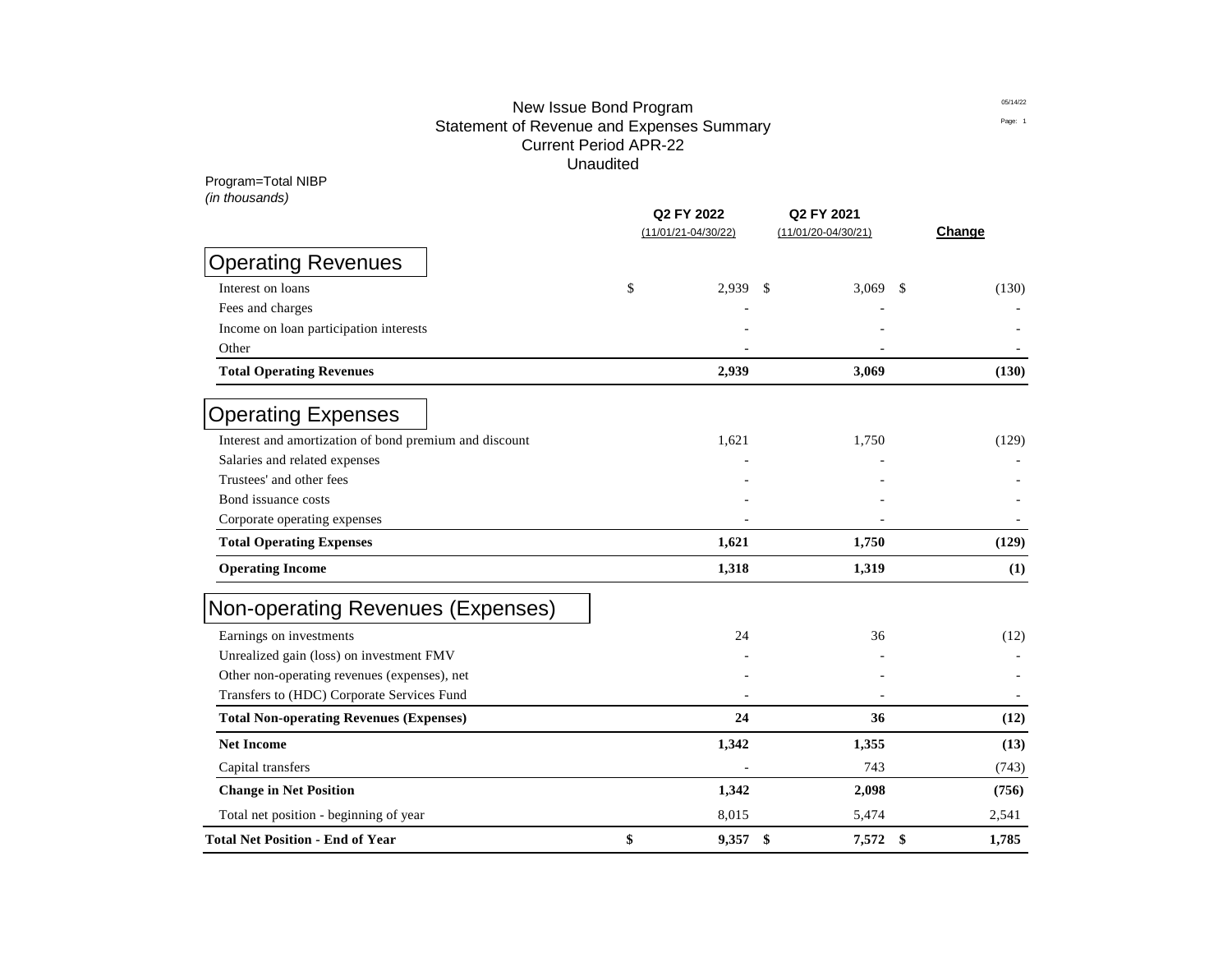# New Issue Bond Program
## Statement of Revenue and Expenses Summary
### Current Period APR-22
### Unaudited

Program=Total NIBP
*(in thousands)*

| | Q2 FY 2022 (11/01/21-04/30/22) | Q2 FY 2021 (11/01/20-04/30/21) | Change |
|---|---|---|---|
| **Operating Revenues** | | | |
| Interest on loans | $ 2,939 | $ 3,069 | $ (130) |
| Fees and charges | - | - | - |
| Income on loan participation interests | - | - | - |
| Other | - | - | - |
| **Total Operating Revenues** | **2,939** | **3,069** | **(130)** |
| **Operating Expenses** | | | |
| Interest and amortization of bond premium and discount | 1,621 | 1,750 | (129) |
| Salaries and related expenses | - | - | - |
| Trustees' and other fees | - | - | - |
| Bond issuance costs | - | - | - |
| Corporate operating expenses | - | - | - |
| **Total Operating Expenses** | **1,621** | **1,750** | **(129)** |
| **Operating Income** | **1,318** | **1,319** | **(1)** |
| **Non-operating Revenues (Expenses)** | | | |
| Earnings on investments | 24 | 36 | (12) |
| Unrealized gain (loss) on investment FMV | - | - | - |
| Other non-operating revenues (expenses), net | - | - | - |
| Transfers to (HDC) Corporate Services Fund | - | - | - |
| **Total Non-operating Revenues (Expenses)** | **24** | **36** | **(12)** |
| **Net Income** | **1,342** | **1,355** | **(13)** |
| Capital transfers | - | 743 | (743) |
| **Change in Net Position** | **1,342** | **2,098** | **(756)** |
| Total net position - beginning of year | 8,015 | 5,474 | 2,541 |
| **Total Net Position - End of Year** | **$ 9,357** | **$ 7,572** | **$ 1,785** |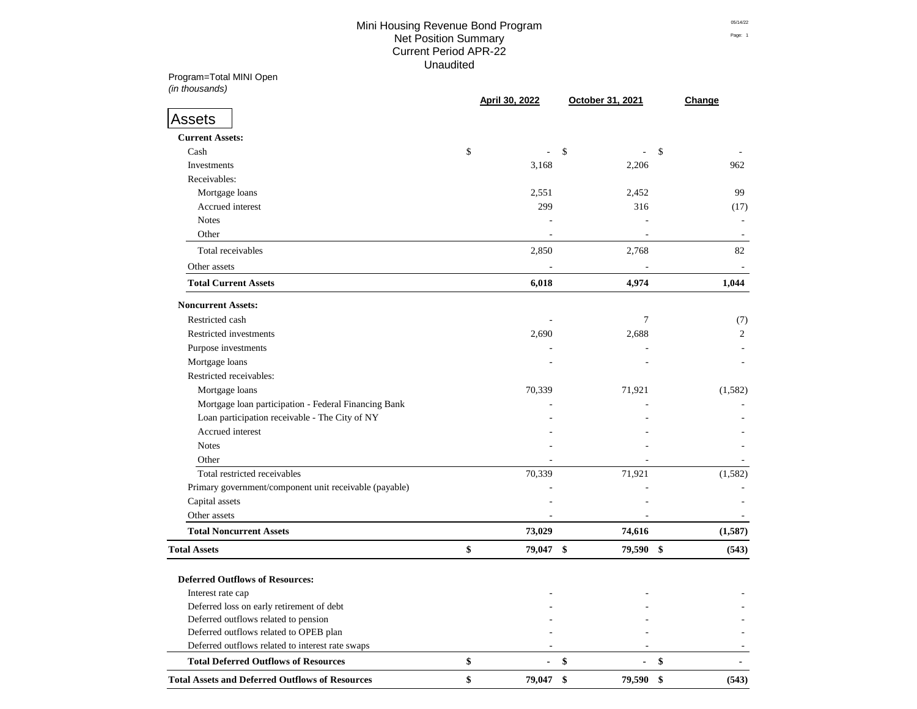# Mini Housing Revenue Bond Program
## Net Position Summary
## Current Period APR-22
## Unaudited

Program=Total MINI Open
*(in thousands)*

| | April 30, 2022 | October 31, 2021 | Change |
|---|---|---|---|
| **Assets** | | | |
| **Current Assets:** | | | |
| Cash | $ - | $ - | $ - |
| Investments | 3,168 | 2,206 | 962 |
| Receivables: | | | |
| Mortgage loans | 2,551 | 2,452 | 99 |
| Accrued interest | 299 | 316 | (17) |
| Notes | - | - | - |
| Other | - | - | - |
| Total receivables | 2,850 | 2,768 | 82 |
| Other assets | - | - | - |
| **Total Current Assets** | **6,018** | **4,974** | **1,044** |
| **Noncurrent Assets:** | | | |
| Restricted cash | - | 7 | (7) |
| Restricted investments | 2,690 | 2,688 | 2 |
| Purpose investments | - | - | - |
| Mortgage loans | - | - | - |
| Restricted receivables: | | | |
| Mortgage loans | 70,339 | 71,921 | (1,582) |
| Mortgage loan participation - Federal Financing Bank | - | - | - |
| Loan participation receivable - The City of NY | - | - | - |
| Accrued interest | - | - | - |
| Notes | - | - | - |
| Other | - | - | - |
| Total restricted receivables | 70,339 | 71,921 | (1,582) |
| Primary government/component unit receivable (payable) | - | - | - |
| Capital assets | - | - | - |
| Other assets | - | - | - |
| **Total Noncurrent Assets** | **73,029** | **74,616** | **(1,587)** |
| **Total Assets** | **$ 79,047** | **$ 79,590** | **$ (543)** |
| **Deferred Outflows of Resources:** | | | |
| Interest rate cap | - | - | - |
| Deferred loss on early retirement of debt | - | - | - |
| Deferred outflows related to pension | - | - | - |
| Deferred outflows related to OPEB plan | - | - | - |
| Deferred outflows related to interest rate swaps | - | - | - |
| **Total Deferred Outflows of Resources** | **$ -** | **$ -** | **$ -** |
| **Total Assets and Deferred Outflows of Resources** | **$ 79,047** | **$ 79,590** | **$ (543)** |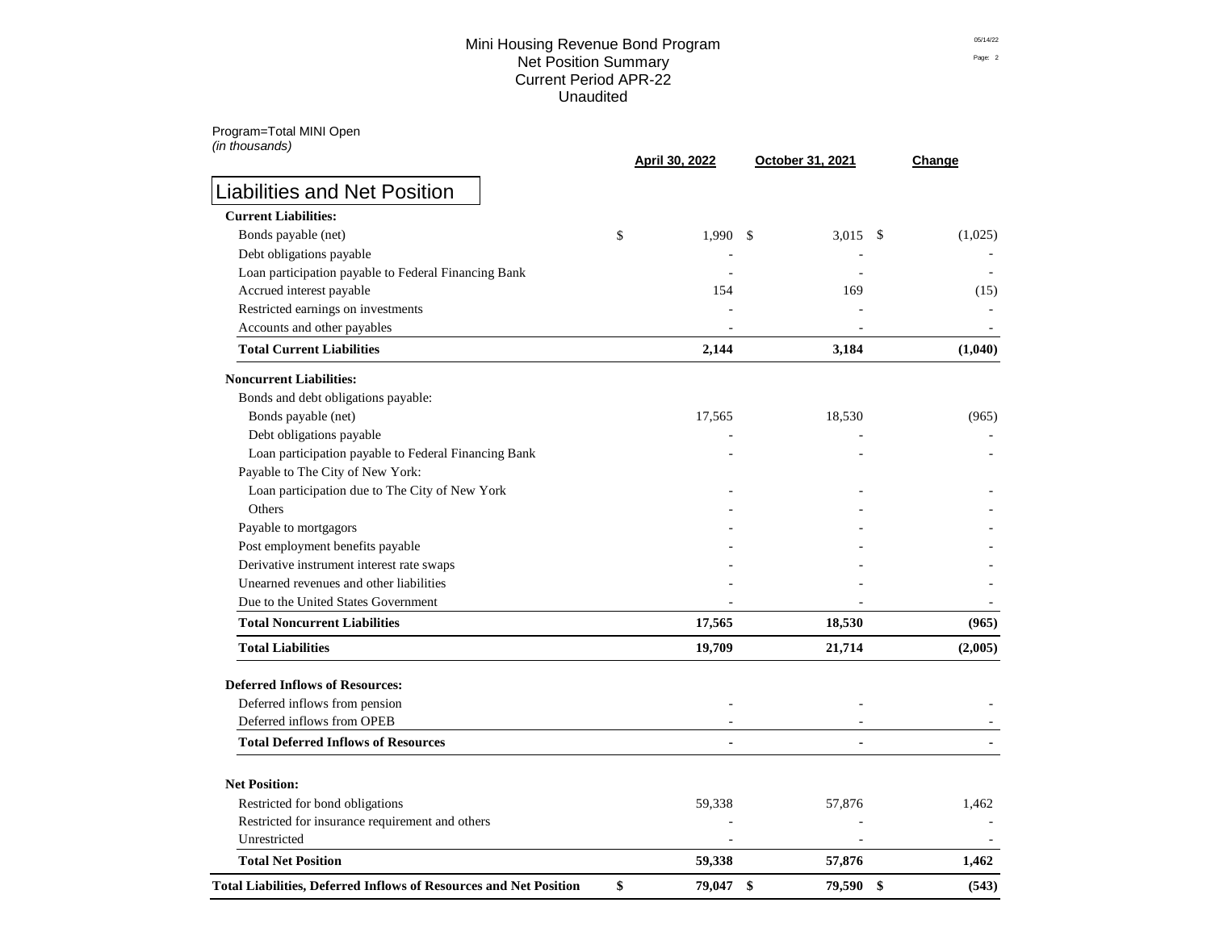# Mini Housing Revenue Bond Program
## Net Position Summary
## Current Period APR-22
## Unaudited

Program=Total MINI Open
*(in thousands)*

| Liabilities and Net Position | April 30, 2022 | October 31, 2021 | Change |
|---|---|---|---|
| **Current Liabilities:** | | | |
| Bonds payable (net) | $ 1,990 | $ 3,015 | $ (1,025) |
| Debt obligations payable | - | - | - |
| Loan participation payable to Federal Financing Bank | - | - | - |
| Accrued interest payable | 154 | 169 | (15) |
| Restricted earnings on investments | - | - | - |
| Accounts and other payables | - | - | - |
| **Total Current Liabilities** | **2,144** | **3,184** | **(1,040)** |
| **Noncurrent Liabilities:** | | | |
| Bonds and debt obligations payable: | | | |
| Bonds payable (net) | 17,565 | 18,530 | (965) |
| Debt obligations payable | - | - | - |
| Loan participation payable to Federal Financing Bank | - | - | - |
| Payable to The City of New York: | | | |
| Loan participation due to The City of New York | - | - | - |
| Others | - | - | - |
| Payable to mortgagors | - | - | - |
| Post employment benefits payable | - | - | - |
| Derivative instrument interest rate swaps | - | - | - |
| Unearned revenues and other liabilities | - | - | - |
| Due to the United States Government | - | - | - |
| **Total Noncurrent Liabilities** | **17,565** | **18,530** | **(965)** |
| **Total Liabilities** | **19,709** | **21,714** | **(2,005)** |
| **Deferred Inflows of Resources:** | | | |
| Deferred inflows from pension | - | - | - |
| Deferred inflows from OPEB | - | - | - |
| **Total Deferred Inflows of Resources** | **-** | **-** | **-** |
| **Net Position:** | | | |
| Restricted for bond obligations | 59,338 | 57,876 | 1,462 |
| Restricted for insurance requirement and others | - | - | - |
| Unrestricted | - | - | - |
| **Total Net Position** | **59,338** | **57,876** | **1,462** |
| **Total Liabilities, Deferred Inflows of Resources and Net Position** | **$ 79,047** | **$ 79,590** | **$ (543)** |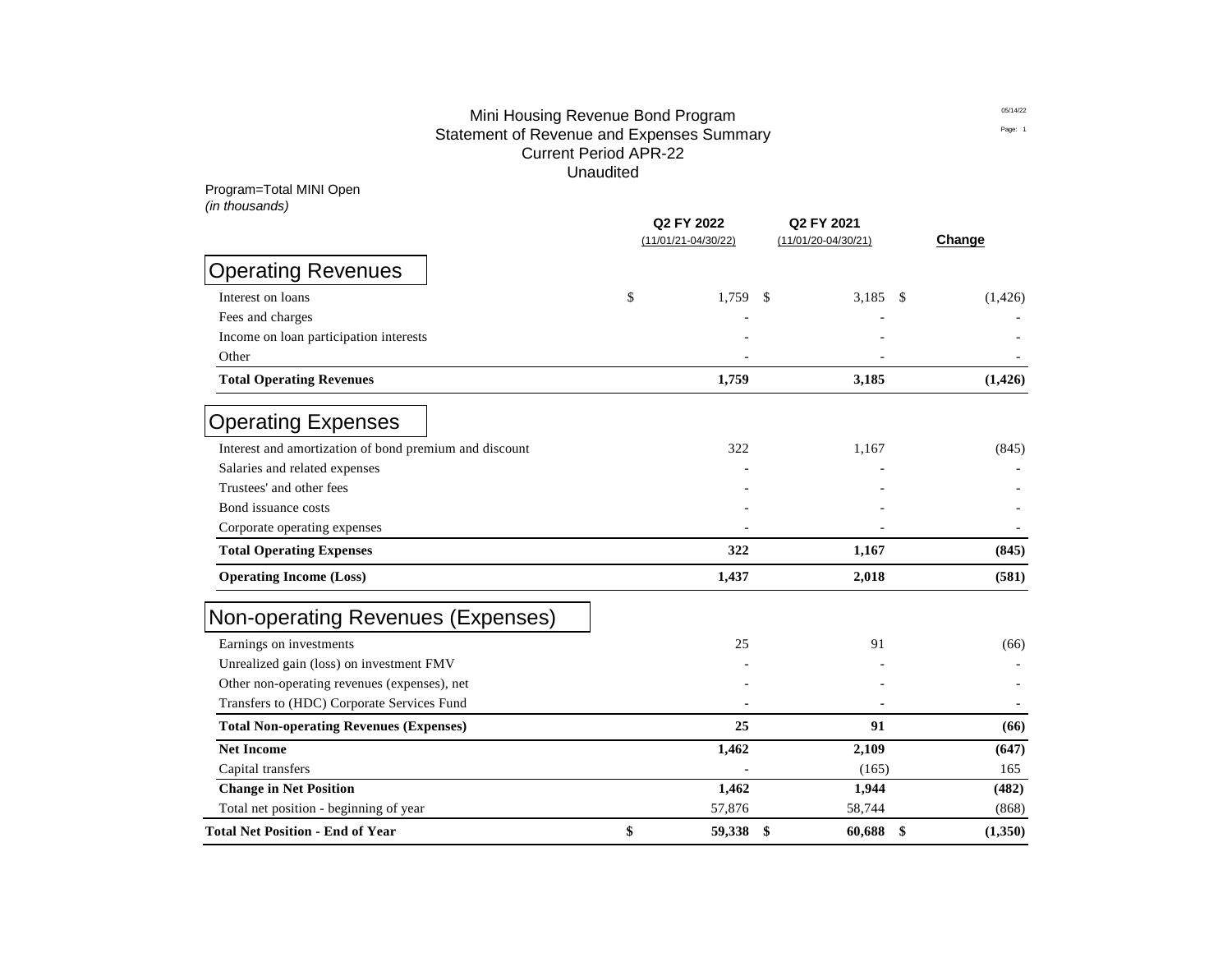# Mini Housing Revenue Bond Program
## Statement of Revenue and Expenses Summary
### Current Period APR-22
### Unaudited

Program=Total MINI Open
*(in thousands)*

| | Q2 FY 2022 (11/01/21-04/30/22) | Q2 FY 2021 (11/01/20-04/30/21) | Change |
|---|---|---|---|
| **Operating Revenues** | | | |
| Interest on loans | $ 1,759 | $ 3,185 | $ (1,426) |
| Fees and charges | - | - | - |
| Income on loan participation interests | - | - | - |
| Other | - | - | - |
| **Total Operating Revenues** | **1,759** | **3,185** | **(1,426)** |
| **Operating Expenses** | | | |
| Interest and amortization of bond premium and discount | 322 | 1,167 | (845) |
| Salaries and related expenses | - | - | - |
| Trustees' and other fees | - | - | - |
| Bond issuance costs | - | - | - |
| Corporate operating expenses | - | - | - |
| **Total Operating Expenses** | **322** | **1,167** | **(845)** |
| **Operating Income (Loss)** | **1,437** | **2,018** | **(581)** |
| **Non-operating Revenues (Expenses)** | | | |
| Earnings on investments | 25 | 91 | (66) |
| Unrealized gain (loss) on investment FMV | - | - | - |
| Other non-operating revenues (expenses), net | - | - | - |
| Transfers to (HDC) Corporate Services Fund | - | - | - |
| **Total Non-operating Revenues (Expenses)** | **25** | **91** | **(66)** |
| **Net Income** | **1,462** | **2,109** | **(647)** |
| Capital transfers | - | (165) | 165 |
| **Change in Net Position** | **1,462** | **1,944** | **(482)** |
| Total net position - beginning of year | 57,876 | 58,744 | (868) |
| **Total Net Position - End of Year** | **$ 59,338** | **$ 60,688** | **$ (1,350)** |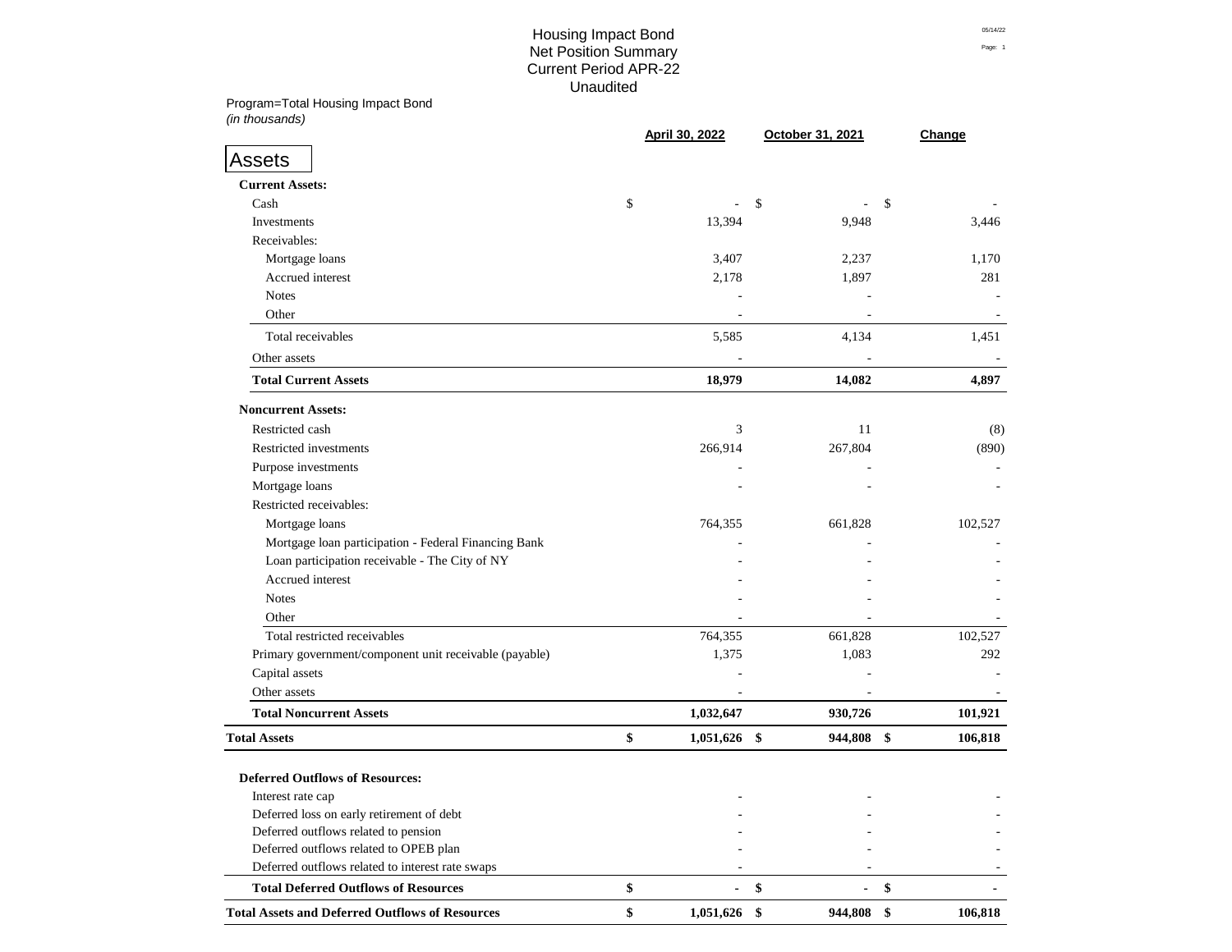# Housing Impact Bond
## Net Position Summary
## Current Period APR-22
## Unaudited

Program=Total Housing Impact Bond
*(in thousands)*

| | April 30, 2022 | October 31, 2021 | Change |
|---|---|---|---|
| **Assets** | | | |
| **Current Assets:** | | | |
| Cash | $ - | $ - | $ - |
| Investments | 13,394 | 9,948 | 3,446 |
| Receivables: | | | |
| Mortgage loans | 3,407 | 2,237 | 1,170 |
| Accrued interest | 2,178 | 1,897 | 281 |
| Notes | - | - | - |
| Other | - | - | - |
| Total receivables | 5,585 | 4,134 | 1,451 |
| Other assets | - | - | - |
| **Total Current Assets** | **18,979** | **14,082** | **4,897** |
| **Noncurrent Assets:** | | | |
| Restricted cash | 3 | 11 | (8) |
| Restricted investments | 266,914 | 267,804 | (890) |
| Purpose investments | - | - | - |
| Mortgage loans | - | - | - |
| Restricted receivables: | | | |
| Mortgage loans | 764,355 | 661,828 | 102,527 |
| Mortgage loan participation - Federal Financing Bank | - | - | - |
| Loan participation receivable - The City of NY | - | - | - |
| Accrued interest | - | - | - |
| Notes | - | - | - |
| Other | - | - | - |
| Total restricted receivables | 764,355 | 661,828 | 102,527 |
| Primary government/component unit receivable (payable) | 1,375 | 1,083 | 292 |
| Capital assets | - | - | - |
| Other assets | - | - | - |
| **Total Noncurrent Assets** | **1,032,647** | **930,726** | **101,921** |
| **Total Assets** | **$ 1,051,626** | **$ 944,808** | **$ 106,818** |
| **Deferred Outflows of Resources:** | | | |
| Interest rate cap | - | - | - |
| Deferred loss on early retirement of debt | - | - | - |
| Deferred outflows related to pension | - | - | - |
| Deferred outflows related to OPEB plan | - | - | - |
| Deferred outflows related to interest rate swaps | - | - | - |
| **Total Deferred Outflows of Resources** | **$ -** | **$ -** | **$ -** |
| **Total Assets and Deferred Outflows of Resources** | **$ 1,051,626** | **$ 944,808** | **$ 106,818** |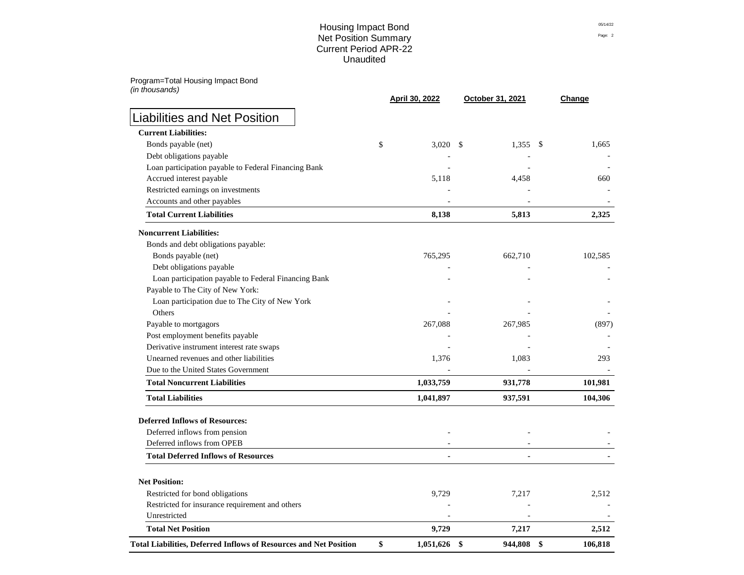# Housing Impact Bond
## Net Position Summary
## Current Period APR-22
## Unaudited

Program=Total Housing Impact Bond
*(in thousands)*

| Liabilities and Net Position | April 30, 2022 | October 31, 2021 | Change |
|---|---|---|---|
| **Current Liabilities:** | | | |
| Bonds payable (net) | $ 3,020 | $ 1,355 | $ 1,665 |
| Debt obligations payable | - | - | - |
| Loan participation payable to Federal Financing Bank | - | - | - |
| Accrued interest payable | 5,118 | 4,458 | 660 |
| Restricted earnings on investments | - | - | - |
| Accounts and other payables | - | - | - |
| **Total Current Liabilities** | **8,138** | **5,813** | **2,325** |
| **Noncurrent Liabilities:** | | | |
| Bonds and debt obligations payable: | | | |
| Bonds payable (net) | 765,295 | 662,710 | 102,585 |
| Debt obligations payable | - | - | - |
| Loan participation payable to Federal Financing Bank | - | - | - |
| Payable to The City of New York: | | | |
| Loan participation due to The City of New York | - | - | - |
| Others | - | - | - |
| Payable to mortgagors | 267,088 | 267,985 | (897) |
| Post employment benefits payable | - | - | - |
| Derivative instrument interest rate swaps | - | - | - |
| Unearned revenues and other liabilities | 1,376 | 1,083 | 293 |
| Due to the United States Government | - | - | - |
| **Total Noncurrent Liabilities** | **1,033,759** | **931,778** | **101,981** |
| **Total Liabilities** | **1,041,897** | **937,591** | **104,306** |
| **Deferred Inflows of Resources:** | | | |
| Deferred inflows from pension | - | - | - |
| Deferred inflows from OPEB | - | - | - |
| **Total Deferred Inflows of Resources** | **-** | **-** | **-** |
| **Net Position:** | | | |
| Restricted for bond obligations | 9,729 | 7,217 | 2,512 |
| Restricted for insurance requirement and others | - | - | - |
| Unrestricted | - | - | - |
| **Total Net Position** | **9,729** | **7,217** | **2,512** |
| **Total Liabilities, Deferred Inflows of Resources and Net Position** | **$ 1,051,626** | **$ 944,808** | **$ 106,818** |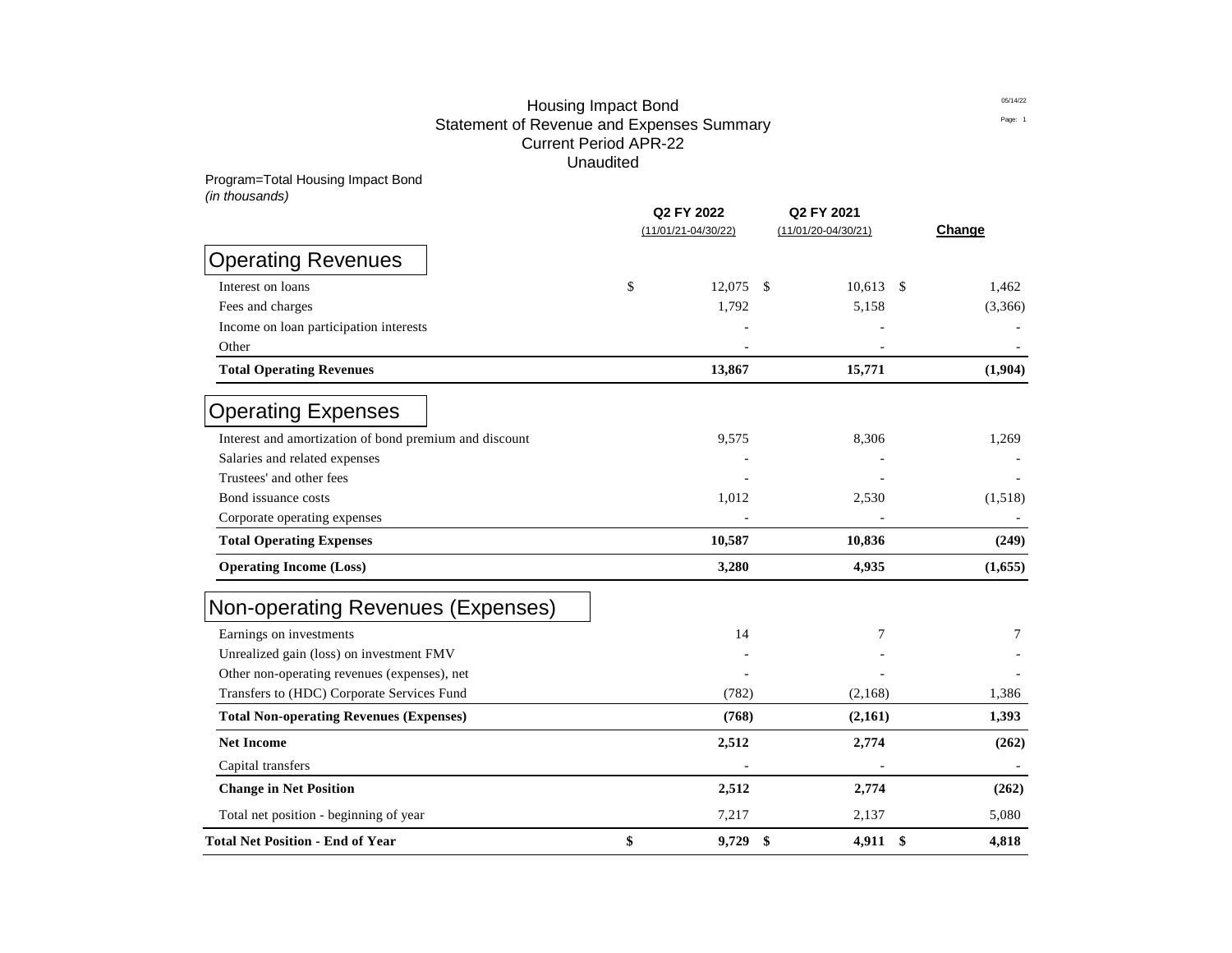# Housing Impact Bond
## Statement of Revenue and Expenses Summary
## Current Period APR-22
## Unaudited

Program=Total Housing Impact Bond
*(in thousands)*

| | Q2 FY 2022 (11/01/21-04/30/22) | Q2 FY 2021 (11/01/20-04/30/21) | Change |
|---|---|---|---|
| **Operating Revenues** | | | |
| Interest on loans | $ 12,075 | $ 10,613 | $ 1,462 |
| Fees and charges | 1,792 | 5,158 | (3,366) |
| Income on loan participation interests | - | - | - |
| Other | - | - | - |
| **Total Operating Revenues** | **13,867** | **15,771** | **(1,904)** |
| **Operating Expenses** | | | |
| Interest and amortization of bond premium and discount | 9,575 | 8,306 | 1,269 |
| Salaries and related expenses | - | - | - |
| Trustees' and other fees | - | - | - |
| Bond issuance costs | 1,012 | 2,530 | (1,518) |
| Corporate operating expenses | - | - | - |
| **Total Operating Expenses** | **10,587** | **10,836** | **(249)** |
| **Operating Income (Loss)** | **3,280** | **4,935** | **(1,655)** |
| **Non-operating Revenues (Expenses)** | | | |
| Earnings on investments | 14 | 7 | 7 |
| Unrealized gain (loss) on investment FMV | - | - | - |
| Other non-operating revenues (expenses), net | - | - | - |
| Transfers to (HDC) Corporate Services Fund | (782) | (2,168) | 1,386 |
| **Total Non-operating Revenues (Expenses)** | **(768)** | **(2,161)** | **1,393** |
| **Net Income** | **2,512** | **2,774** | **(262)** |
| Capital transfers | - | - | - |
| **Change in Net Position** | **2,512** | **2,774** | **(262)** |
| Total net position - beginning of year | 7,217 | 2,137 | 5,080 |
| **Total Net Position - End of Year** | **$ 9,729** | **$ 4,911** | **$ 4,818** |